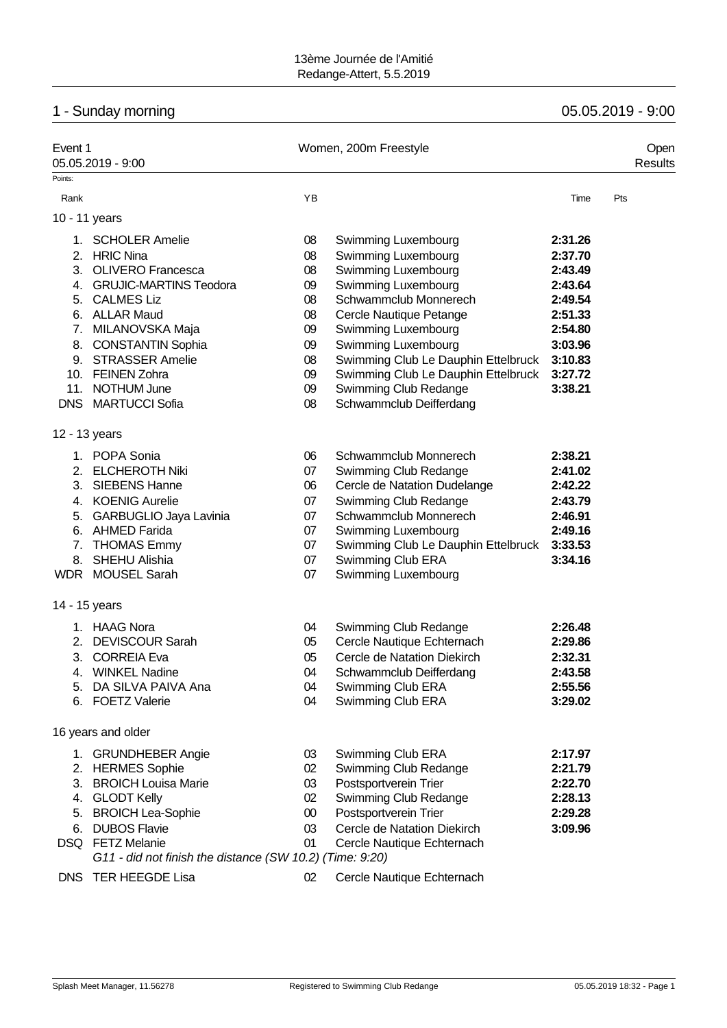13ème Journée de l'Amitié
Redange-Attert, 5.5.2019

## 1 - Sunday morning — 05.05.2019 - 9:00

Event 1 — Women, 200m Freestyle — Open
05.05.2019 - 9:00 — Results

Points:

| Rank | | YB | | Time | Pts |
|---|---|---|---|---|---|
| **10 - 11 years** | | | | | |
| 1. | SCHOLER Amelie | 08 | Swimming Luxembourg | **2:31.26** | |
| 2. | HRIC Nina | 08 | Swimming Luxembourg | **2:37.70** | |
| 3. | OLIVERO Francesca | 08 | Swimming Luxembourg | **2:43.49** | |
| 4. | GRUJIC-MARTINS Teodora | 09 | Swimming Luxembourg | **2:43.64** | |
| 5. | CALMES Liz | 08 | Schwammclub Monnerech | **2:49.54** | |
| 6. | ALLAR Maud | 08 | Cercle Nautique Petange | **2:51.33** | |
| 7. | MILANOVSKA Maja | 09 | Swimming Luxembourg | **2:54.80** | |
| 8. | CONSTANTIN Sophia | 09 | Swimming Luxembourg | **3:03.96** | |
| 9. | STRASSER Amelie | 08 | Swimming Club Le Dauphin Ettelbruck | **3:10.83** | |
| 10. | FEINEN Zohra | 09 | Swimming Club Le Dauphin Ettelbruck | **3:27.72** | |
| 11. | NOTHUM June | 09 | Swimming Club Redange | **3:38.21** | |
| DNS | MARTUCCI Sofia | 08 | Schwammclub Deifferdang | | |
| **12 - 13 years** | | | | | |
| 1. | POPA Sonia | 06 | Schwammclub Monnerech | **2:38.21** | |
| 2. | ELCHEROTH Niki | 07 | Swimming Club Redange | **2:41.02** | |
| 3. | SIEBENS Hanne | 06 | Cercle de Natation Dudelange | **2:42.22** | |
| 4. | KOENIG Aurelie | 07 | Swimming Club Redange | **2:43.79** | |
| 5. | GARBUGLIO Jaya Lavinia | 07 | Schwammclub Monnerech | **2:46.91** | |
| 6. | AHMED Farida | 07 | Swimming Luxembourg | **2:49.16** | |
| 7. | THOMAS Emmy | 07 | Swimming Club Le Dauphin Ettelbruck | **3:33.53** | |
| 8. | SHEHU Alishia | 07 | Swimming Club ERA | **3:34.16** | |
| WDR | MOUSEL Sarah | 07 | Swimming Luxembourg | | |
| **14 - 15 years** | | | | | |
| 1. | HAAG Nora | 04 | Swimming Club Redange | **2:26.48** | |
| 2. | DEVISCOUR Sarah | 05 | Cercle Nautique Echternach | **2:29.86** | |
| 3. | CORREIA Eva | 05 | Cercle de Natation Diekirch | **2:32.31** | |
| 4. | WINKEL Nadine | 04 | Schwammclub Deifferdang | **2:43.58** | |
| 5. | DA SILVA PAIVA Ana | 04 | Swimming Club ERA | **2:55.56** | |
| 6. | FOETZ Valerie | 04 | Swimming Club ERA | **3:29.02** | |
| **16 years and older** | | | | | |
| 1. | GRUNDHEBER Angie | 03 | Swimming Club ERA | **2:17.97** | |
| 2. | HERMES Sophie | 02 | Swimming Club Redange | **2:21.79** | |
| 3. | BROICH Louisa Marie | 03 | Postsportverein Trier | **2:22.70** | |
| 4. | GLODT Kelly | 02 | Swimming Club Redange | **2:28.13** | |
| 5. | BROICH Lea-Sophie | 00 | Postsportverein Trier | **2:29.28** | |
| 6. | DUBOS Flavie | 03 | Cercle de Natation Diekirch | **3:09.96** | |
| DSQ | FETZ Melanie | 01 | Cercle Nautique Echternach | | |
| | *G11 - did not finish the distance (SW 10.2) (Time: 9:20)* | | | | |
| DNS | TER HEEGDE Lisa | 02 | Cercle Nautique Echternach | | |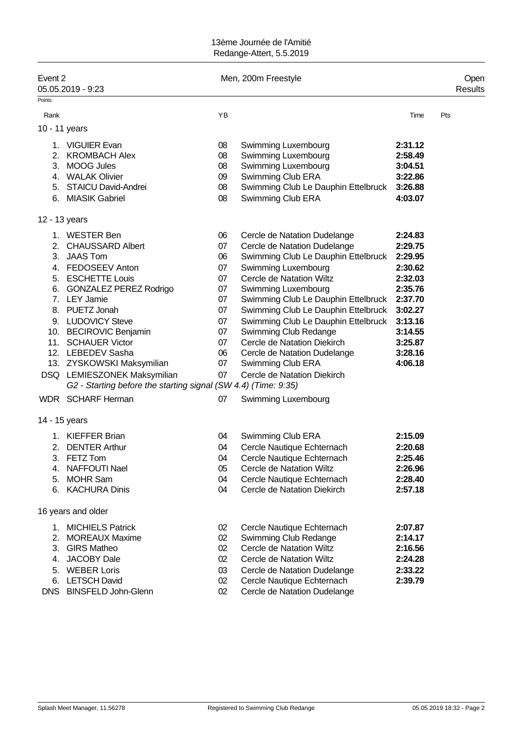13ème Journée de l'Amitié
Redange-Attert, 5.5.2019

Event 2 — Men, 200m Freestyle — Open
05.05.2019 - 9:23 — Results

Points:

| Rank | | YB | | Time | Pts |
|---|---|---|---|---|---|
| **10 - 11 years** | | | | | |
| 1. | VIGUIER Evan | 08 | Swimming Luxembourg | **2:31.12** | |
| 2. | KROMBACH Alex | 08 | Swimming Luxembourg | **2:58.49** | |
| 3. | MOOG Jules | 08 | Swimming Luxembourg | **3:04.51** | |
| 4. | WALAK Olivier | 09 | Swimming Club ERA | **3:22.86** | |
| 5. | STAICU David-Andrei | 08 | Swimming Club Le Dauphin Ettelbruck | **3:26.88** | |
| 6. | MIASIK Gabriel | 08 | Swimming Club ERA | **4:03.07** | |
| **12 - 13 years** | | | | | |
| 1. | WESTER Ben | 06 | Cercle de Natation Dudelange | **2:24.83** | |
| 2. | CHAUSSARD Albert | 07 | Cercle de Natation Dudelange | **2:29.75** | |
| 3. | JAAS Tom | 06 | Swimming Club Le Dauphin Ettelbruck | **2:29.95** | |
| 4. | FEDOSEEV Anton | 07 | Swimming Luxembourg | **2:30.62** | |
| 5. | ESCHETTE Louis | 07 | Cercle de Natation Wiltz | **2:32.03** | |
| 6. | GONZALEZ PEREZ Rodrigo | 07 | Swimming Luxembourg | **2:35.76** | |
| 7. | LEY Jamie | 07 | Swimming Club Le Dauphin Ettelbruck | **2:37.70** | |
| 8. | PUETZ Jonah | 07 | Swimming Club Le Dauphin Ettelbruck | **3:02.27** | |
| 9. | LUDOVICY Steve | 07 | Swimming Club Le Dauphin Ettelbruck | **3:13.16** | |
| 10. | BECIROVIC Benjamin | 07 | Swimming Club Redange | **3:14.55** | |
| 11. | SCHAUER Victor | 07 | Cercle de Natation Diekirch | **3:25.87** | |
| 12. | LEBEDEV Sasha | 06 | Cercle de Natation Dudelange | **3:28.16** | |
| 13. | ZYSKOWSKI Maksymilian | 07 | Swimming Club ERA | **4:06.18** | |
| DSQ | LEMIESZONEK Maksymilian | 07 | Cercle de Natation Diekirch | | |
| | *G2 - Starting before the starting signal (SW 4.4) (Time: 9:35)* | | | | |
| WDR | SCHARF Herman | 07 | Swimming Luxembourg | | |
| **14 - 15 years** | | | | | |
| 1. | KIEFFER Brian | 04 | Swimming Club ERA | **2:15.09** | |
| 2. | DENTER Arthur | 04 | Cercle Nautique Echternach | **2:20.68** | |
| 3. | FETZ Tom | 04 | Cercle Nautique Echternach | **2:25.46** | |
| 4. | NAFFOUTI Nael | 05 | Cercle de Natation Wiltz | **2:26.96** | |
| 5. | MOHR Sam | 04 | Cercle Nautique Echternach | **2:28.40** | |
| 6. | KACHURA Dinis | 04 | Cercle de Natation Diekirch | **2:57.18** | |
| **16 years and older** | | | | | |
| 1. | MICHIELS Patrick | 02 | Cercle Nautique Echternach | **2:07.87** | |
| 2. | MOREAUX Maxime | 02 | Swimming Club Redange | **2:14.17** | |
| 3. | GIRS Matheo | 02 | Cercle de Natation Wiltz | **2:16.56** | |
| 4. | JACOBY Dale | 02 | Cercle de Natation Wiltz | **2:24.28** | |
| 5. | WEBER Loris | 03 | Cercle de Natation Dudelange | **2:33.22** | |
| 6. | LETSCH David | 02 | Cercle Nautique Echternach | **2:39.79** | |
| DNS | BINSFELD John-Glenn | 02 | Cercle de Natation Dudelange | | |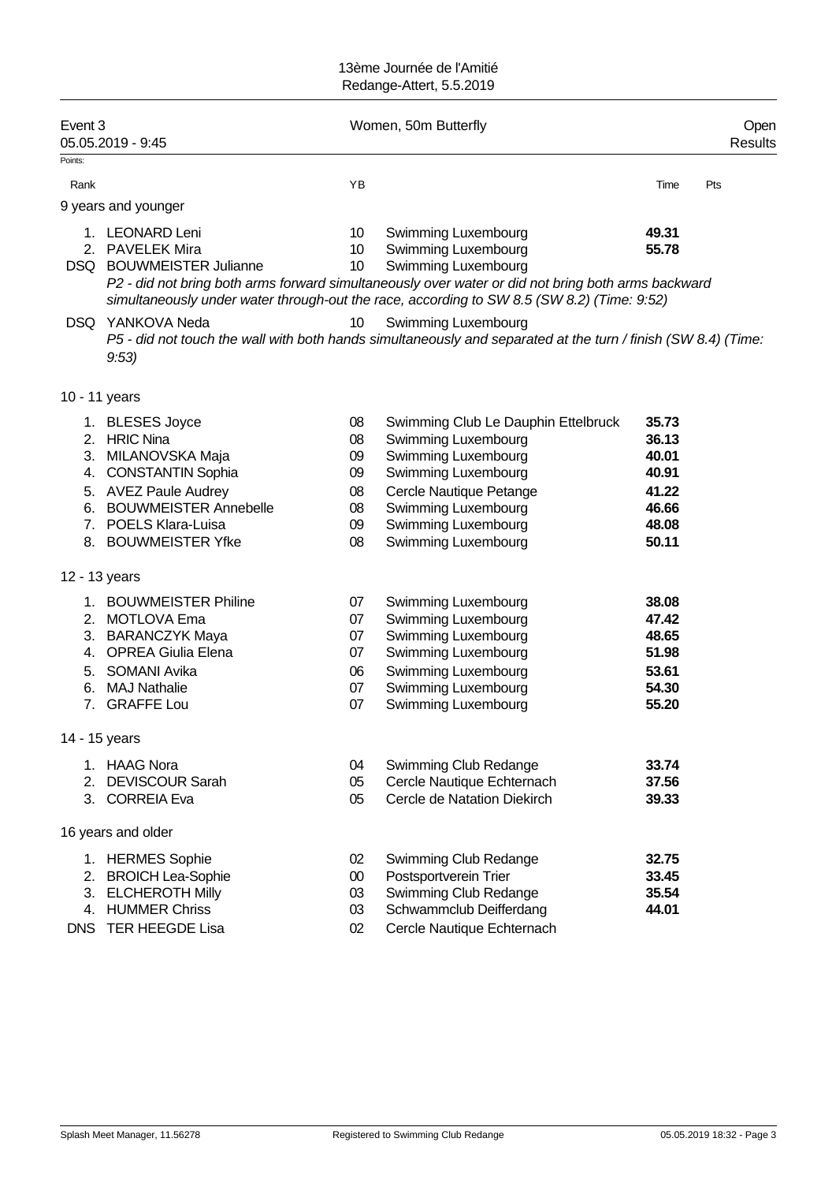13ème Journée de l'Amitié
Redange-Attert, 5.5.2019

## Event 3 — Women, 50m Butterfly

05.05.2019 - 9:45 — Open — Results

Points:

| Rank | | YB | | Time | Pts |
|---|---|---|---|---|---|
| **9 years and younger** | | | | | |
| 1. | LEONARD Leni | 10 | Swimming Luxembourg | **49.31** | |
| 2. | PAVELEK Mira | 10 | Swimming Luxembourg | **55.78** | |
| DSQ | BOUWMEISTER Julianne | 10 | Swimming Luxembourg | | |
| | *P2 - did not bring both arms forward simultaneously over water or did not bring both arms backward simultaneously under water through-out the race, according to SW 8.5 (SW 8.2) (Time: 9:52)* | | | | |
| DSQ | YANKOVA Neda | 10 | Swimming Luxembourg | | |
| | *P5 - did not touch the wall with both hands simultaneously and separated at the turn / finish (SW 8.4) (Time: 9:53)* | | | | |
| **10 - 11 years** | | | | | |
| 1. | BLESES Joyce | 08 | Swimming Club Le Dauphin Ettelbruck | **35.73** | |
| 2. | HRIC Nina | 08 | Swimming Luxembourg | **36.13** | |
| 3. | MILANOVSKA Maja | 09 | Swimming Luxembourg | **40.01** | |
| 4. | CONSTANTIN Sophia | 09 | Swimming Luxembourg | **40.91** | |
| 5. | AVEZ Paule Audrey | 08 | Cercle Nautique Petange | **41.22** | |
| 6. | BOUWMEISTER Annebelle | 08 | Swimming Luxembourg | **46.66** | |
| 7. | POELS Klara-Luisa | 09 | Swimming Luxembourg | **48.08** | |
| 8. | BOUWMEISTER Yfke | 08 | Swimming Luxembourg | **50.11** | |
| **12 - 13 years** | | | | | |
| 1. | BOUWMEISTER Philine | 07 | Swimming Luxembourg | **38.08** | |
| 2. | MOTLOVA Ema | 07 | Swimming Luxembourg | **47.42** | |
| 3. | BARANCZYK Maya | 07 | Swimming Luxembourg | **48.65** | |
| 4. | OPREA Giulia Elena | 07 | Swimming Luxembourg | **51.98** | |
| 5. | SOMANI Avika | 06 | Swimming Luxembourg | **53.61** | |
| 6. | MAJ Nathalie | 07 | Swimming Luxembourg | **54.30** | |
| 7. | GRAFFE Lou | 07 | Swimming Luxembourg | **55.20** | |
| **14 - 15 years** | | | | | |
| 1. | HAAG Nora | 04 | Swimming Club Redange | **33.74** | |
| 2. | DEVISCOUR Sarah | 05 | Cercle Nautique Echternach | **37.56** | |
| 3. | CORREIA Eva | 05 | Cercle de Natation Diekirch | **39.33** | |
| **16 years and older** | | | | | |
| 1. | HERMES Sophie | 02 | Swimming Club Redange | **32.75** | |
| 2. | BROICH Lea-Sophie | 00 | Postsportverein Trier | **33.45** | |
| 3. | ELCHEROTH Milly | 03 | Swimming Club Redange | **35.54** | |
| 4. | HUMMER Chriss | 03 | Schwammclub Deifferdang | **44.01** | |
| DNS | TER HEEGDE Lisa | 02 | Cercle Nautique Echternach | | |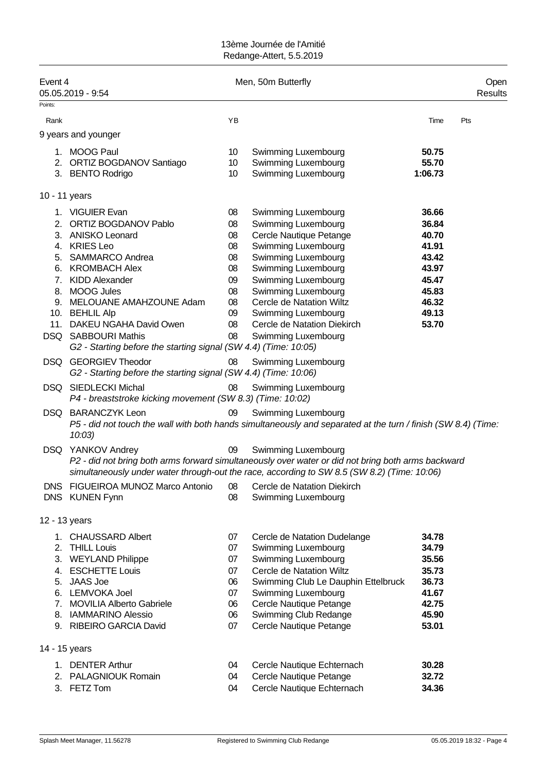13ème Journée de l'Amitié
Redange-Attert, 5.5.2019

## Event 4 — Men, 50m Butterfly — Open
05.05.2019 - 9:54 — Results

Points:

### 9 years and younger

| Rank | | YB | | Time | Pts |
|---|---|---|---|---|---|
| 1. | MOOG Paul | 10 | Swimming Luxembourg | **50.75** | |
| 2. | ORTIZ BOGDANOV Santiago | 10 | Swimming Luxembourg | **55.70** | |
| 3. | BENTO Rodrigo | 10 | Swimming Luxembourg | **1:06.73** | |

### 10 - 11 years

| Rank | | YB | | Time | Pts |
|---|---|---|---|---|---|
| 1. | VIGUIER Evan | 08 | Swimming Luxembourg | **36.66** | |
| 2. | ORTIZ BOGDANOV Pablo | 08 | Swimming Luxembourg | **36.84** | |
| 3. | ANISKO Leonard | 08 | Cercle Nautique Petange | **40.70** | |
| 4. | KRIES Leo | 08 | Swimming Luxembourg | **41.91** | |
| 5. | SAMMARCO Andrea | 08 | Swimming Luxembourg | **43.42** | |
| 6. | KROMBACH Alex | 08 | Swimming Luxembourg | **43.97** | |
| 7. | KIDD Alexander | 09 | Swimming Luxembourg | **45.47** | |
| 8. | MOOG Jules | 08 | Swimming Luxembourg | **45.83** | |
| 9. | MELOUANE AMAHZOUNE Adam | 08 | Cercle de Natation Wiltz | **46.32** | |
| 10. | BEHLIL Alp | 09 | Swimming Luxembourg | **49.13** | |
| 11. | DAKEU NGAHA David Owen | 08 | Cercle de Natation Diekirch | **53.70** | |
| DSQ | SABBOURI Mathis | 08 | Swimming Luxembourg | | |

*G2 - Starting before the starting signal (SW 4.4) (Time: 10:05)*

| Rank | | YB | | Time | Pts |
|---|---|---|---|---|---|
| DSQ | GEORGIEV Theodor | 08 | Swimming Luxembourg | | |

*G2 - Starting before the starting signal (SW 4.4) (Time: 10:06)*

| Rank | | YB | | Time | Pts |
|---|---|---|---|---|---|
| DSQ | SIEDLECKI Michal | 08 | Swimming Luxembourg | | |

*P4 - breaststroke kicking movement (SW 8.3) (Time: 10:02)*

| Rank | | YB | | Time | Pts |
|---|---|---|---|---|---|
| DSQ | BARANCZYK Leon | 09 | Swimming Luxembourg | | |

*P5 - did not touch the wall with both hands simultaneously and separated at the turn / finish (SW 8.4) (Time: 10:03)*

| Rank | | YB | | Time | Pts |
|---|---|---|---|---|---|
| DSQ | YANKOV Andrey | 09 | Swimming Luxembourg | | |

*P2 - did not bring both arms forward simultaneously over water or did not bring both arms backward simultaneously under water through-out the race, according to SW 8.5 (SW 8.2) (Time: 10:06)*

| Rank | | YB | | Time | Pts |
|---|---|---|---|---|---|
| DNS | FIGUEIROA MUNOZ Marco Antonio | 08 | Cercle de Natation Diekirch | | |
| DNS | KUNEN Fynn | 08 | Swimming Luxembourg | | |

### 12 - 13 years

| Rank | | YB | | Time | Pts |
|---|---|---|---|---|---|
| 1. | CHAUSSARD Albert | 07 | Cercle de Natation Dudelange | **34.78** | |
| 2. | THILL Louis | 07 | Swimming Luxembourg | **34.79** | |
| 3. | WEYLAND Philippe | 07 | Swimming Luxembourg | **35.56** | |
| 4. | ESCHETTE Louis | 07 | Cercle de Natation Wiltz | **35.73** | |
| 5. | JAAS Joe | 06 | Swimming Club Le Dauphin Ettelbruck | **36.73** | |
| 6. | LEMVOKA Joel | 07 | Swimming Luxembourg | **41.67** | |
| 7. | MOVILIA Alberto Gabriele | 06 | Cercle Nautique Petange | **42.75** | |
| 8. | IAMMARINO Alessio | 06 | Swimming Club Redange | **45.90** | |
| 9. | RIBEIRO GARCIA David | 07 | Cercle Nautique Petange | **53.01** | |

### 14 - 15 years

| Rank | | YB | | Time | Pts |
|---|---|---|---|---|---|
| 1. | DENTER Arthur | 04 | Cercle Nautique Echternach | **30.28** | |
| 2. | PALAGNIOUK Romain | 04 | Cercle Nautique Petange | **32.72** | |
| 3. | FETZ Tom | 04 | Cercle Nautique Echternach | **34.36** | |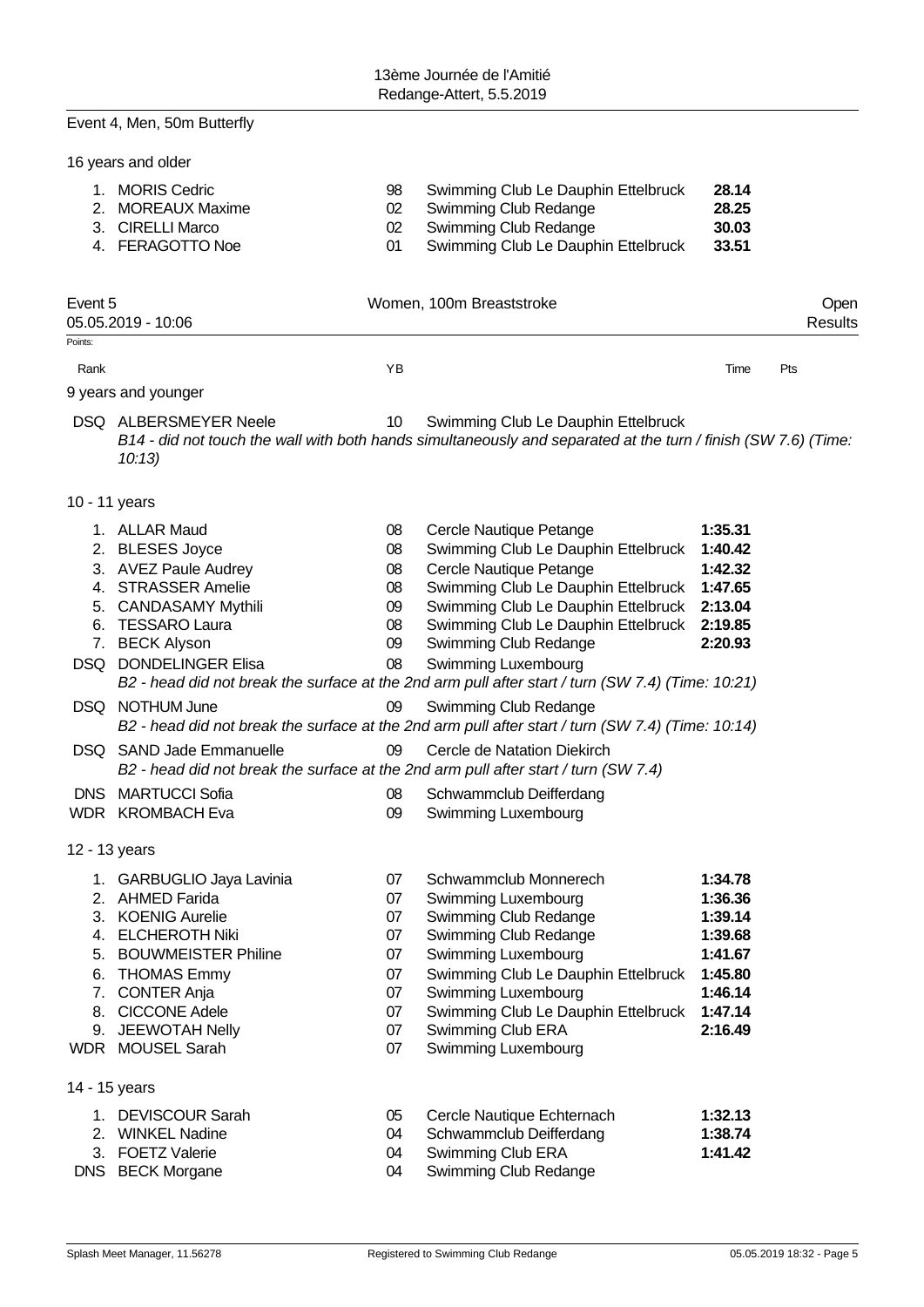## Event 4, Men, 50m Butterfly

16 years and older

| Rank | Name | YB | Club | Time |
|---|---|---|---|---|
| 1. | MORIS Cedric | 98 | Swimming Club Le Dauphin Ettelbruck | **28.14** |
| 2. | MOREAUX Maxime | 02 | Swimming Club Redange | **28.25** |
| 3. | CIRELLI Marco | 02 | Swimming Club Redange | **30.03** |
| 4. | FERAGOTTO Noe | 01 | Swimming Club Le Dauphin Ettelbruck | **33.51** |

## Event 5 — Women, 100m Breaststroke — Open

05.05.2019 - 10:06 — Results

Points:

### 9 years and younger

| Rank | Name | YB | Club | Time | Pts |
|---|---|---|---|---|---|
| DSQ | ALBERSMEYER Neele | 10 | Swimming Club Le Dauphin Ettelbruck | | |

*B14 - did not touch the wall with both hands simultaneously and separated at the turn / finish (SW 7.6) (Time: 10:13)*

### 10 - 11 years

| Rank | Name | YB | Club | Time | Pts |
|---|---|---|---|---|---|
| 1. | ALLAR Maud | 08 | Cercle Nautique Petange | **1:35.31** | |
| 2. | BLESES Joyce | 08 | Swimming Club Le Dauphin Ettelbruck | **1:40.42** | |
| 3. | AVEZ Paule Audrey | 08 | Cercle Nautique Petange | **1:42.32** | |
| 4. | STRASSER Amelie | 08 | Swimming Club Le Dauphin Ettelbruck | **1:47.65** | |
| 5. | CANDASAMY Mythili | 09 | Swimming Club Le Dauphin Ettelbruck | **2:13.04** | |
| 6. | TESSARO Laura | 08 | Swimming Club Le Dauphin Ettelbruck | **2:19.85** | |
| 7. | BECK Alyson | 09 | Swimming Club Redange | **2:20.93** | |
| DSQ | DONDELINGER Elisa | 08 | Swimming Luxembourg | | |

*B2 - head did not break the surface at the 2nd arm pull after start / turn (SW 7.4) (Time: 10:21)*

| Rank | Name | YB | Club | Time | Pts |
|---|---|---|---|---|---|
| DSQ | NOTHUM June | 09 | Swimming Club Redange | | |

*B2 - head did not break the surface at the 2nd arm pull after start / turn (SW 7.4) (Time: 10:14)*

| Rank | Name | YB | Club | Time | Pts |
|---|---|---|---|---|---|
| DSQ | SAND Jade Emmanuelle | 09 | Cercle de Natation Diekirch | | |

*B2 - head did not break the surface at the 2nd arm pull after start / turn (SW 7.4)*

| Rank | Name | YB | Club | Time | Pts |
|---|---|---|---|---|---|
| DNS | MARTUCCI Sofia | 08 | Schwammclub Deifferdang | | |
| WDR | KROMBACH Eva | 09 | Swimming Luxembourg | | |

### 12 - 13 years

| Rank | Name | YB | Club | Time | Pts |
|---|---|---|---|---|---|
| 1. | GARBUGLIO Jaya Lavinia | 07 | Schwammclub Monnerech | **1:34.78** | |
| 2. | AHMED Farida | 07 | Swimming Luxembourg | **1:36.36** | |
| 3. | KOENIG Aurelie | 07 | Swimming Club Redange | **1:39.14** | |
| 4. | ELCHEROTH Niki | 07 | Swimming Club Redange | **1:39.68** | |
| 5. | BOUWMEISTER Philine | 07 | Swimming Luxembourg | **1:41.67** | |
| 6. | THOMAS Emmy | 07 | Swimming Club Le Dauphin Ettelbruck | **1:45.80** | |
| 7. | CONTER Anja | 07 | Swimming Luxembourg | **1:46.14** | |
| 8. | CICCONE Adele | 07 | Swimming Club Le Dauphin Ettelbruck | **1:47.14** | |
| 9. | JEEWOTAH Nelly | 07 | Swimming Club ERA | **2:16.49** | |
| WDR | MOUSEL Sarah | 07 | Swimming Luxembourg | | |

### 14 - 15 years

| Rank | Name | YB | Club | Time | Pts |
|---|---|---|---|---|---|
| 1. | DEVISCOUR Sarah | 05 | Cercle Nautique Echternach | **1:32.13** | |
| 2. | WINKEL Nadine | 04 | Schwammclub Deifferdang | **1:38.74** | |
| 3. | FOETZ Valerie | 04 | Swimming Club ERA | **1:41.42** | |
| DNS | BECK Morgane | 04 | Swimming Club Redange | | |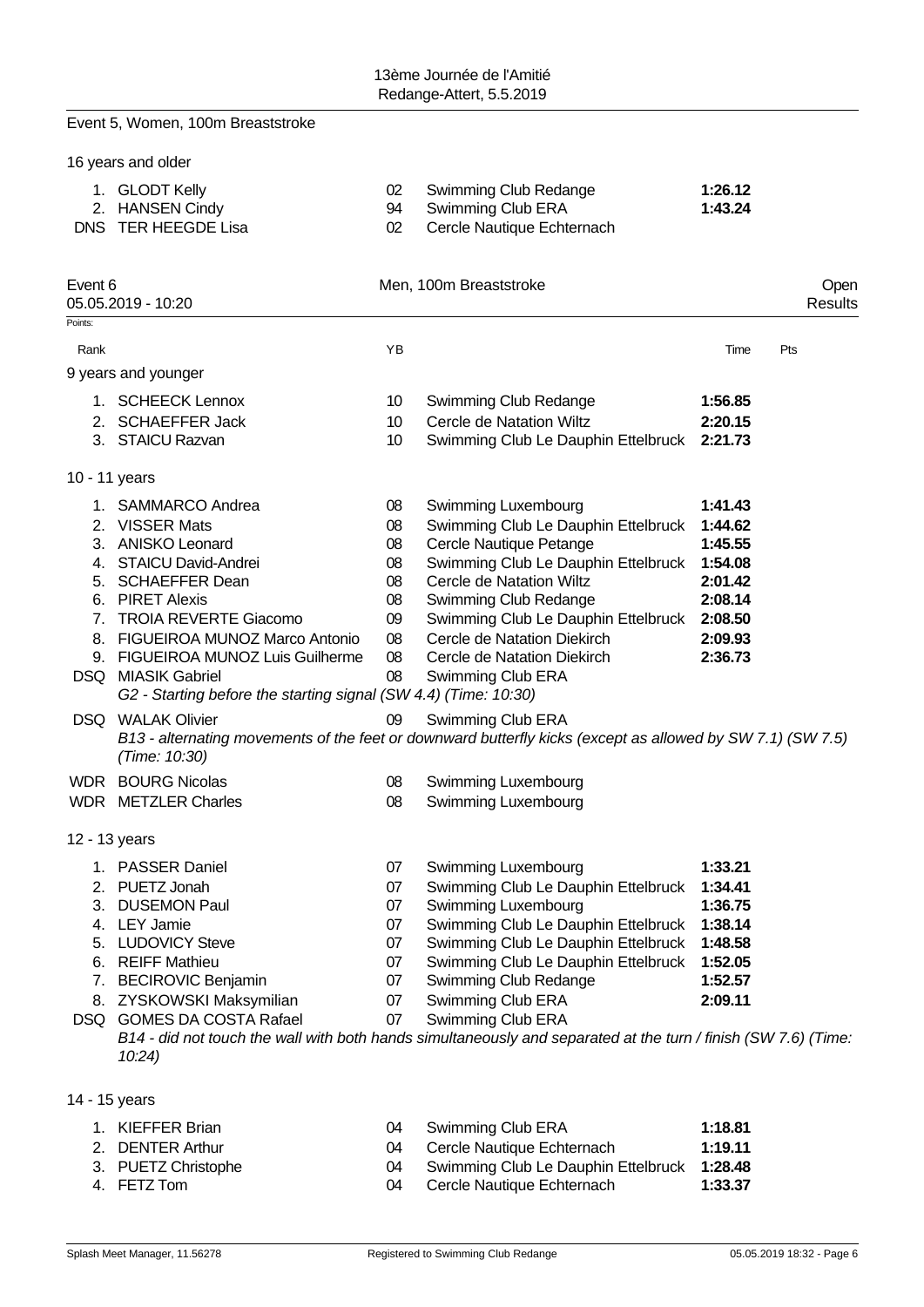## Event 5, Women, 100m Breaststroke

16 years and older

| Rank | Name | YB | Club | Time |
|---|---|---|---|---|
| 1. | GLODT Kelly | 02 | Swimming Club Redange | **1:26.12** |
| 2. | HANSEN Cindy | 94 | Swimming Club ERA | **1:43.24** |
| DNS | TER HEEGDE Lisa | 02 | Cercle Nautique Echternach | |

## Event 6 — Men, 100m Breaststroke — Open Results

05.05.2019 - 10:20

Points:

| Rank | Name | YB | Club | Time | Pts |
|---|---|---|---|---|---|
| **9 years and younger** | | | | | |
| 1. | SCHEECK Lennox | 10 | Swimming Club Redange | **1:56.85** | |
| 2. | SCHAEFFER Jack | 10 | Cercle de Natation Wiltz | **2:20.15** | |
| 3. | STAICU Razvan | 10 | Swimming Club Le Dauphin Ettelbruck | **2:21.73** | |
| **10 - 11 years** | | | | | |
| 1. | SAMMARCO Andrea | 08 | Swimming Luxembourg | **1:41.43** | |
| 2. | VISSER Mats | 08 | Swimming Club Le Dauphin Ettelbruck | **1:44.62** | |
| 3. | ANISKO Leonard | 08 | Cercle Nautique Petange | **1:45.55** | |
| 4. | STAICU David-Andrei | 08 | Swimming Club Le Dauphin Ettelbruck | **1:54.08** | |
| 5. | SCHAEFFER Dean | 08 | Cercle de Natation Wiltz | **2:01.42** | |
| 6. | PIRET Alexis | 08 | Swimming Club Redange | **2:08.14** | |
| 7. | TROIA REVERTE Giacomo | 09 | Swimming Club Le Dauphin Ettelbruck | **2:08.50** | |
| 8. | FIGUEIROA MUNOZ Marco Antonio | 08 | Cercle de Natation Diekirch | **2:09.93** | |
| 9. | FIGUEIROA MUNOZ Luis Guilherme | 08 | Cercle de Natation Diekirch | **2:36.73** | |
| DSQ | MIASIK Gabriel | 08 | Swimming Club ERA | | |
| | *G2 - Starting before the starting signal (SW 4.4) (Time: 10:30)* | | | | |
| DSQ | WALAK Olivier | 09 | Swimming Club ERA | | |
| | *B13 - alternating movements of the feet or downward butterfly kicks (except as allowed by SW 7.1) (SW 7.5) (Time: 10:30)* | | | | |
| WDR | BOURG Nicolas | 08 | Swimming Luxembourg | | |
| WDR | METZLER Charles | 08 | Swimming Luxembourg | | |
| **12 - 13 years** | | | | | |
| 1. | PASSER Daniel | 07 | Swimming Luxembourg | **1:33.21** | |
| 2. | PUETZ Jonah | 07 | Swimming Club Le Dauphin Ettelbruck | **1:34.41** | |
| 3. | DUSEMON Paul | 07 | Swimming Luxembourg | **1:36.75** | |
| 4. | LEY Jamie | 07 | Swimming Club Le Dauphin Ettelbruck | **1:38.14** | |
| 5. | LUDOVICY Steve | 07 | Swimming Club Le Dauphin Ettelbruck | **1:48.58** | |
| 6. | REIFF Mathieu | 07 | Swimming Club Le Dauphin Ettelbruck | **1:52.05** | |
| 7. | BECIROVIC Benjamin | 07 | Swimming Club Redange | **1:52.57** | |
| 8. | ZYSKOWSKI Maksymilian | 07 | Swimming Club ERA | **2:09.11** | |
| DSQ | GOMES DA COSTA Rafael | 07 | Swimming Club ERA | | |
| | *B14 - did not touch the wall with both hands simultaneously and separated at the turn / finish (SW 7.6) (Time: 10:24)* | | | | |
| **14 - 15 years** | | | | | |
| 1. | KIEFFER Brian | 04 | Swimming Club ERA | **1:18.81** | |
| 2. | DENTER Arthur | 04 | Cercle Nautique Echternach | **1:19.11** | |
| 3. | PUETZ Christophe | 04 | Swimming Club Le Dauphin Ettelbruck | **1:28.48** | |
| 4. | FETZ Tom | 04 | Cercle Nautique Echternach | **1:33.37** | |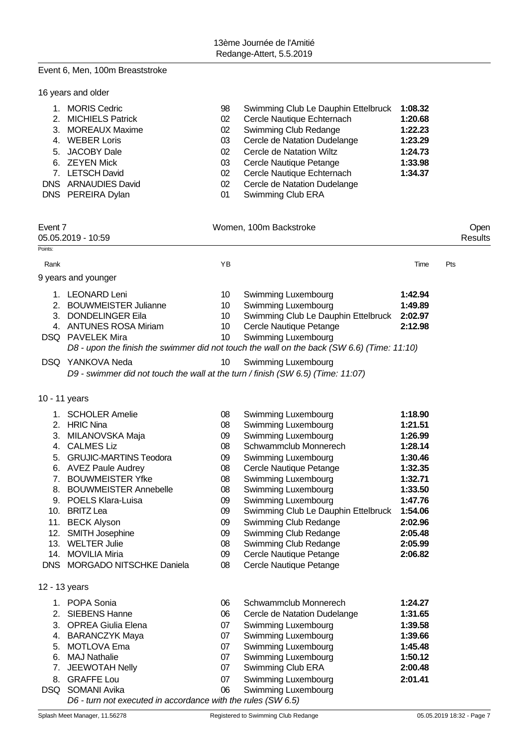### Event 6, Men, 100m Breaststroke

16 years and older

| Rank | Name | YB | Club | Time |
|---|---|---|---|---|
| 1. | MORIS Cedric | 98 | Swimming Club Le Dauphin Ettelbruck | **1:08.32** |
| 2. | MICHIELS Patrick | 02 | Cercle Nautique Echternach | **1:20.68** |
| 3. | MOREAUX Maxime | 02 | Swimming Club Redange | **1:22.23** |
| 4. | WEBER Loris | 03 | Cercle de Natation Dudelange | **1:23.29** |
| 5. | JACOBY Dale | 02 | Cercle de Natation Wiltz | **1:24.73** |
| 6. | ZEYEN Mick | 03 | Cercle Nautique Petange | **1:33.98** |
| 7. | LETSCH David | 02 | Cercle Nautique Echternach | **1:34.37** |
| DNS | ARNAUDIES David | 02 | Cercle de Natation Dudelange | |
| DNS | PEREIRA Dylan | 01 | Swimming Club ERA | |

### Event 7 — Women, 100m Backstroke — Open

05.05.2019 - 10:59 — Results

Points:

9 years and younger

| Rank | Name | YB | Club | Time | Pts |
|---|---|---|---|---|---|
| 1. | LEONARD Leni | 10 | Swimming Luxembourg | **1:42.94** | |
| 2. | BOUWMEISTER Julianne | 10 | Swimming Luxembourg | **1:49.89** | |
| 3. | DONDELINGER Eila | 10 | Swimming Club Le Dauphin Ettelbruck | **2:02.97** | |
| 4. | ANTUNES ROSA Miriam | 10 | Cercle Nautique Petange | **2:12.98** | |
| DSQ | PAVELEK Mira | 10 | Swimming Luxembourg | | |
| | *D8 - upon the finish the swimmer did not touch the wall on the back (SW 6.6) (Time: 11:10)* | | | | |
| DSQ | YANKOVA Neda | 10 | Swimming Luxembourg | | |
| | *D9 - swimmer did not touch the wall at the turn / finish (SW 6.5) (Time: 11:07)* | | | | |

10 - 11 years

| Rank | Name | YB | Club | Time | Pts |
|---|---|---|---|---|---|
| 1. | SCHOLER Amelie | 08 | Swimming Luxembourg | **1:18.90** | |
| 2. | HRIC Nina | 08 | Swimming Luxembourg | **1:21.51** | |
| 3. | MILANOVSKA Maja | 09 | Swimming Luxembourg | **1:26.99** | |
| 4. | CALMES Liz | 08 | Schwammclub Monnerech | **1:28.14** | |
| 5. | GRUJIC-MARTINS Teodora | 09 | Swimming Luxembourg | **1:30.46** | |
| 6. | AVEZ Paule Audrey | 08 | Cercle Nautique Petange | **1:32.35** | |
| 7. | BOUWMEISTER Yfke | 08 | Swimming Luxembourg | **1:32.71** | |
| 8. | BOUWMEISTER Annebelle | 08 | Swimming Luxembourg | **1:33.50** | |
| 9. | POELS Klara-Luisa | 09 | Swimming Luxembourg | **1:47.76** | |
| 10. | BRITZ Lea | 09 | Swimming Club Le Dauphin Ettelbruck | **1:54.06** | |
| 11. | BECK Alyson | 09 | Swimming Club Redange | **2:02.96** | |
| 12. | SMITH Josephine | 09 | Swimming Club Redange | **2:05.48** | |
| 13. | WELTER Julie | 08 | Swimming Club Redange | **2:05.99** | |
| 14. | MOVILIA Miria | 09 | Cercle Nautique Petange | **2:06.82** | |
| DNS | MORGADO NITSCHKE Daniela | 08 | Cercle Nautique Petange | | |

12 - 13 years

| Rank | Name | YB | Club | Time | Pts |
|---|---|---|---|---|---|
| 1. | POPA Sonia | 06 | Schwammclub Monnerech | **1:24.27** | |
| 2. | SIEBENS Hanne | 06 | Cercle de Natation Dudelange | **1:31.65** | |
| 3. | OPREA Giulia Elena | 07 | Swimming Luxembourg | **1:39.58** | |
| 4. | BARANCZYK Maya | 07 | Swimming Luxembourg | **1:39.66** | |
| 5. | MOTLOVA Ema | 07 | Swimming Luxembourg | **1:45.48** | |
| 6. | MAJ Nathalie | 07 | Swimming Luxembourg | **1:50.12** | |
| 7. | JEEWOTAH Nelly | 07 | Swimming Club ERA | **2:00.48** | |
| 8. | GRAFFE Lou | 07 | Swimming Luxembourg | **2:01.41** | |
| DSQ | SOMANI Avika | 06 | Swimming Luxembourg | | |
| | *D6 - turn not executed in accordance with the rules (SW 6.5)* | | | | |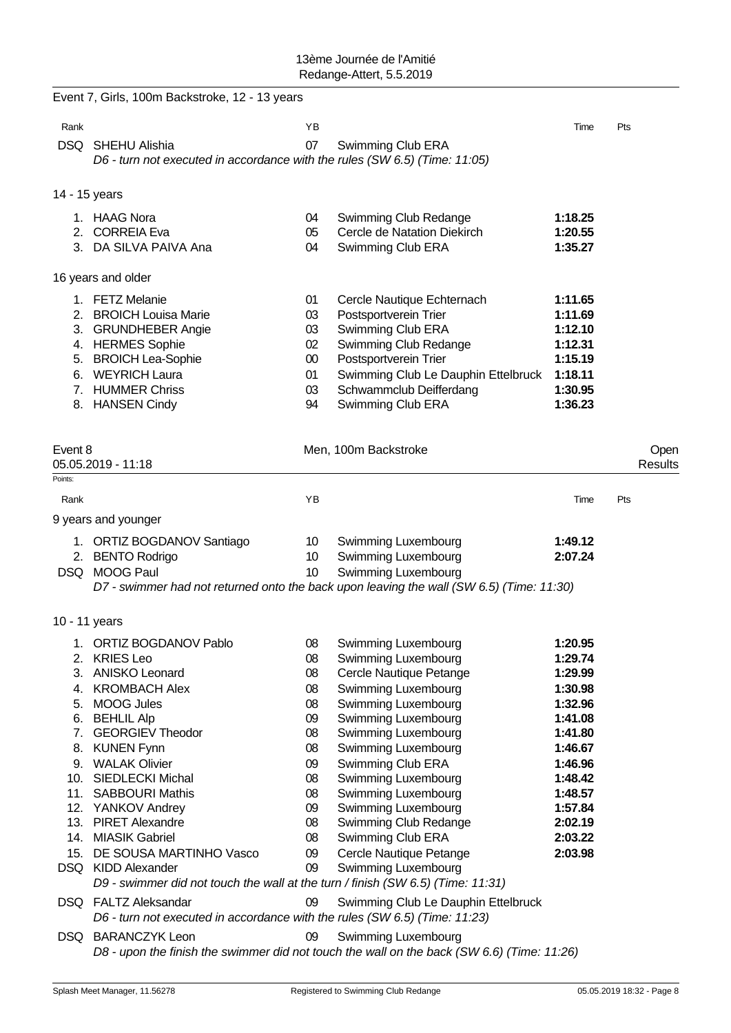Event 7, Girls, 100m Backstroke, 12 - 13 years

| Rank | | YB | | Time | Pts |
|---|---|---|---|---|---|
| DSQ | SHEHU Alishia | 07 | Swimming Club ERA | | |

*D6 - turn not executed in accordance with the rules (SW 6.5) (Time: 11:05)*

14 - 15 years

| Rank | | YB | | Time | Pts |
|---|---|---|---|---|---|
| 1. | HAAG Nora | 04 | Swimming Club Redange | **1:18.25** | |
| 2. | CORREIA Eva | 05 | Cercle de Natation Diekirch | **1:20.55** | |
| 3. | DA SILVA PAIVA Ana | 04 | Swimming Club ERA | **1:35.27** | |

16 years and older

| Rank | | YB | | Time | Pts |
|---|---|---|---|---|---|
| 1. | FETZ Melanie | 01 | Cercle Nautique Echternach | **1:11.65** | |
| 2. | BROICH Louisa Marie | 03 | Postsportverein Trier | **1:11.69** | |
| 3. | GRUNDHEBER Angie | 03 | Swimming Club ERA | **1:12.10** | |
| 4. | HERMES Sophie | 02 | Swimming Club Redange | **1:12.31** | |
| 5. | BROICH Lea-Sophie | 00 | Postsportverein Trier | **1:15.19** | |
| 6. | WEYRICH Laura | 01 | Swimming Club Le Dauphin Ettelbruck | **1:18.11** | |
| 7. | HUMMER Chriss | 03 | Schwammclub Deifferdang | **1:30.95** | |
| 8. | HANSEN Cindy | 94 | Swimming Club ERA | **1:36.23** | |

Event 8 — Men, 100m Backstroke — Open
05.05.2019 - 11:18 — Results

Points:

9 years and younger

| Rank | | YB | | Time | Pts |
|---|---|---|---|---|---|
| 1. | ORTIZ BOGDANOV Santiago | 10 | Swimming Luxembourg | **1:49.12** | |
| 2. | BENTO Rodrigo | 10 | Swimming Luxembourg | **2:07.24** | |
| DSQ | MOOG Paul | 10 | Swimming Luxembourg | | |

*D7 - swimmer had not returned onto the back upon leaving the wall (SW 6.5) (Time: 11:30)*

10 - 11 years

| Rank | | YB | | Time | Pts |
|---|---|---|---|---|---|
| 1. | ORTIZ BOGDANOV Pablo | 08 | Swimming Luxembourg | **1:20.95** | |
| 2. | KRIES Leo | 08 | Swimming Luxembourg | **1:29.74** | |
| 3. | ANISKO Leonard | 08 | Cercle Nautique Petange | **1:29.99** | |
| 4. | KROMBACH Alex | 08 | Swimming Luxembourg | **1:30.98** | |
| 5. | MOOG Jules | 08 | Swimming Luxembourg | **1:32.96** | |
| 6. | BEHLIL Alp | 09 | Swimming Luxembourg | **1:41.08** | |
| 7. | GEORGIEV Theodor | 08 | Swimming Luxembourg | **1:41.80** | |
| 8. | KUNEN Fynn | 08 | Swimming Luxembourg | **1:46.67** | |
| 9. | WALAK Olivier | 09 | Swimming Club ERA | **1:46.96** | |
| 10. | SIEDLECKI Michal | 08 | Swimming Luxembourg | **1:48.42** | |
| 11. | SABBOURI Mathis | 08 | Swimming Luxembourg | **1:48.57** | |
| 12. | YANKOV Andrey | 09 | Swimming Luxembourg | **1:57.84** | |
| 13. | PIRET Alexandre | 08 | Swimming Club Redange | **2:02.19** | |
| 14. | MIASIK Gabriel | 08 | Swimming Club ERA | **2:03.22** | |
| 15. | DE SOUSA MARTINHO Vasco | 09 | Cercle Nautique Petange | **2:03.98** | |
| DSQ | KIDD Alexander | 09 | Swimming Luxembourg | | |

*D9 - swimmer did not touch the wall at the turn / finish (SW 6.5) (Time: 11:31)*

| Rank | | YB | | Time | Pts |
|---|---|---|---|---|---|
| DSQ | FALTZ Aleksandar | 09 | Swimming Club Le Dauphin Ettelbruck | | |

*D6 - turn not executed in accordance with the rules (SW 6.5) (Time: 11:23)*

| Rank | | YB | | Time | Pts |
|---|---|---|---|---|---|
| DSQ | BARANCZYK Leon | 09 | Swimming Luxembourg | | |

*D8 - upon the finish the swimmer did not touch the wall on the back (SW 6.6) (Time: 11:26)*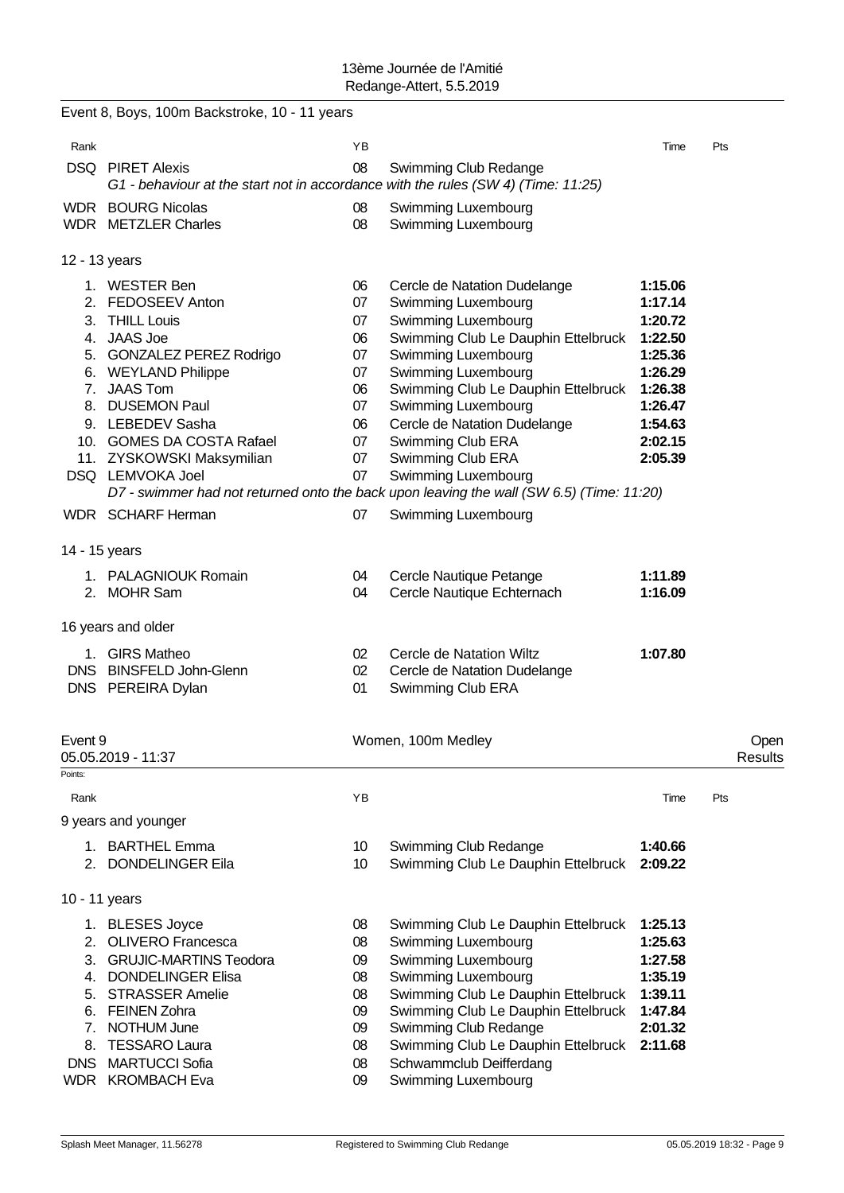Event 8, Boys, 100m Backstroke, 10 - 11 years

| Rank | | YB | | Time | Pts |
|---|---|---|---|---|---|
| DSQ | PIRET Alexis | 08 | Swimming Club Redange | | |
| | *G1 - behaviour at the start not in accordance with the rules (SW 4) (Time: 11:25)* | | | | |
| WDR | BOURG Nicolas | 08 | Swimming Luxembourg | | |
| WDR | METZLER Charles | 08 | Swimming Luxembourg | | |

12 - 13 years

| Rank | | YB | | Time | Pts |
|---|---|---|---|---|---|
| 1. | WESTER Ben | 06 | Cercle de Natation Dudelange | **1:15.06** | |
| 2. | FEDOSEEV Anton | 07 | Swimming Luxembourg | **1:17.14** | |
| 3. | THILL Louis | 07 | Swimming Luxembourg | **1:20.72** | |
| 4. | JAAS Joe | 06 | Swimming Club Le Dauphin Ettelbruck | **1:22.50** | |
| 5. | GONZALEZ PEREZ Rodrigo | 07 | Swimming Luxembourg | **1:25.36** | |
| 6. | WEYLAND Philippe | 07 | Swimming Luxembourg | **1:26.29** | |
| 7. | JAAS Tom | 06 | Swimming Club Le Dauphin Ettelbruck | **1:26.38** | |
| 8. | DUSEMON Paul | 07 | Swimming Luxembourg | **1:26.47** | |
| 9. | LEBEDEV Sasha | 06 | Cercle de Natation Dudelange | **1:54.63** | |
| 10. | GOMES DA COSTA Rafael | 07 | Swimming Club ERA | **2:02.15** | |
| 11. | ZYSKOWSKI Maksymilian | 07 | Swimming Club ERA | **2:05.39** | |
| DSQ | LEMVOKA Joel | 07 | Swimming Luxembourg | | |
| | *D7 - swimmer had not returned onto the back upon leaving the wall (SW 6.5) (Time: 11:20)* | | | | |
| WDR | SCHARF Herman | 07 | Swimming Luxembourg | | |

14 - 15 years

| Rank | | YB | | Time | Pts |
|---|---|---|---|---|---|
| 1. | PALAGNIOUK Romain | 04 | Cercle Nautique Petange | **1:11.89** | |
| 2. | MOHR Sam | 04 | Cercle Nautique Echternach | **1:16.09** | |

16 years and older

| Rank | | YB | | Time | Pts |
|---|---|---|---|---|---|
| 1. | GIRS Matheo | 02 | Cercle de Natation Wiltz | **1:07.80** | |
| DNS | BINSFELD John-Glenn | 02 | Cercle de Natation Dudelange | | |
| DNS | PEREIRA Dylan | 01 | Swimming Club ERA | | |

## Event 9 — Women, 100m Medley — Open Results

05.05.2019 - 11:37

Points:

9 years and younger

| Rank | | YB | | Time | Pts |
|---|---|---|---|---|---|
| 1. | BARTHEL Emma | 10 | Swimming Club Redange | **1:40.66** | |
| 2. | DONDELINGER Eila | 10 | Swimming Club Le Dauphin Ettelbruck | **2:09.22** | |

10 - 11 years

| Rank | | YB | | Time | Pts |
|---|---|---|---|---|---|
| 1. | BLESES Joyce | 08 | Swimming Club Le Dauphin Ettelbruck | **1:25.13** | |
| 2. | OLIVERO Francesca | 08 | Swimming Luxembourg | **1:25.63** | |
| 3. | GRUJIC-MARTINS Teodora | 09 | Swimming Luxembourg | **1:27.58** | |
| 4. | DONDELINGER Elisa | 08 | Swimming Luxembourg | **1:35.19** | |
| 5. | STRASSER Amelie | 08 | Swimming Club Le Dauphin Ettelbruck | **1:39.11** | |
| 6. | FEINEN Zohra | 09 | Swimming Club Le Dauphin Ettelbruck | **1:47.84** | |
| 7. | NOTHUM June | 09 | Swimming Club Redange | **2:01.32** | |
| 8. | TESSARO Laura | 08 | Swimming Club Le Dauphin Ettelbruck | **2:11.68** | |
| DNS | MARTUCCI Sofia | 08 | Schwammclub Deifferdang | | |
| WDR | KROMBACH Eva | 09 | Swimming Luxembourg | | |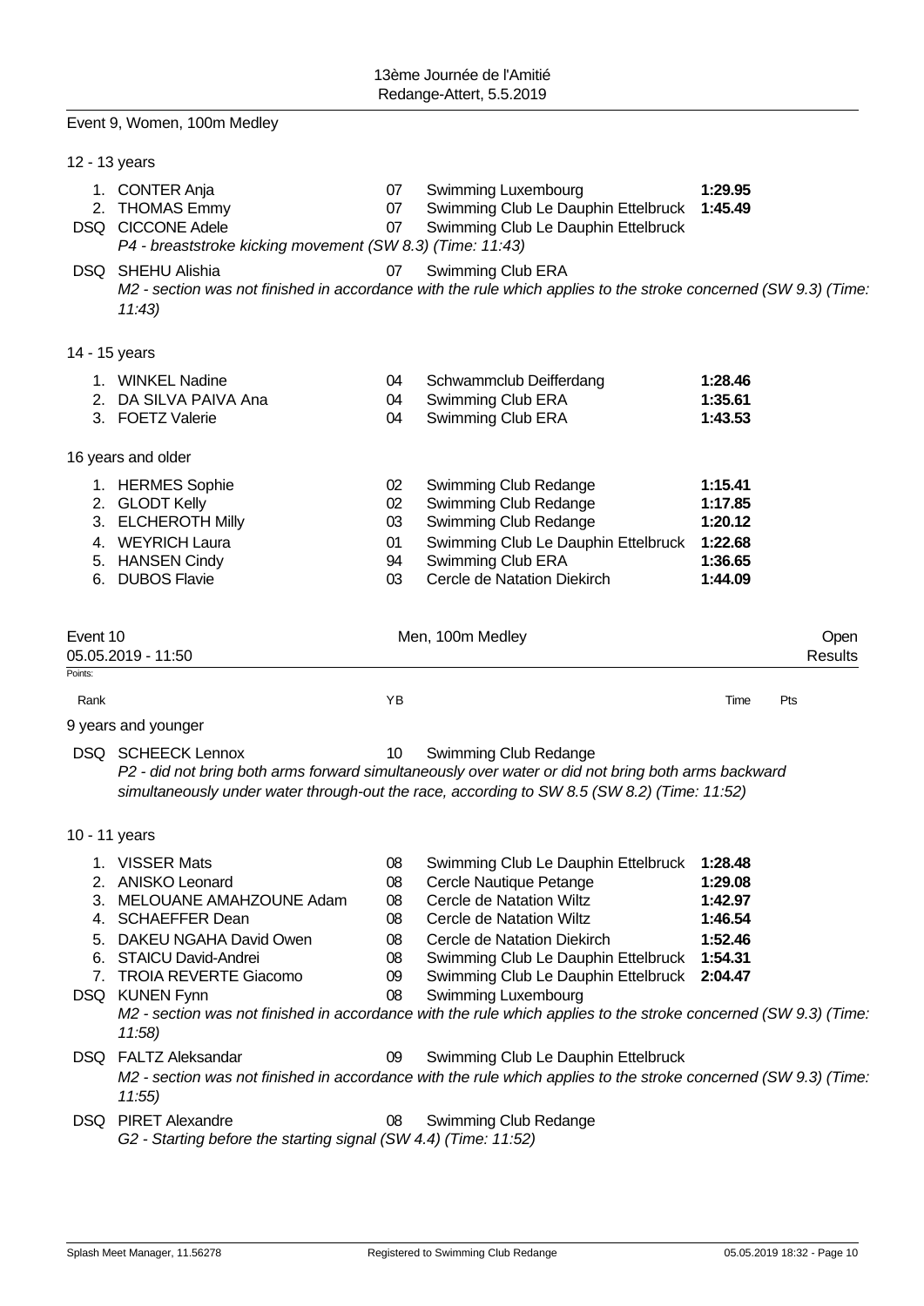## Event 9, Women, 100m Medley

### 12 - 13 years

| Rank | Name | YB | Club | Time |
|---|---|---|---|---|
| 1. | CONTER Anja | 07 | Swimming Luxembourg | **1:29.95** |
| 2. | THOMAS Emmy | 07 | Swimming Club Le Dauphin Ettelbruck | **1:45.49** |
| DSQ | CICCONE Adele | 07 | Swimming Club Le Dauphin Ettelbruck | |
| | *P4 - breaststroke kicking movement (SW 8.3) (Time: 11:43)* | | | |
| DSQ | SHEHU Alishia | 07 | Swimming Club ERA | |
| | *M2 - section was not finished in accordance with the rule which applies to the stroke concerned (SW 9.3) (Time: 11:43)* | | | |

### 14 - 15 years

| Rank | Name | YB | Club | Time |
|---|---|---|---|---|
| 1. | WINKEL Nadine | 04 | Schwammclub Deifferdang | **1:28.46** |
| 2. | DA SILVA PAIVA Ana | 04 | Swimming Club ERA | **1:35.61** |
| 3. | FOETZ Valerie | 04 | Swimming Club ERA | **1:43.53** |

### 16 years and older

| Rank | Name | YB | Club | Time |
|---|---|---|---|---|
| 1. | HERMES Sophie | 02 | Swimming Club Redange | **1:15.41** |
| 2. | GLODT Kelly | 02 | Swimming Club Redange | **1:17.85** |
| 3. | ELCHEROTH Milly | 03 | Swimming Club Redange | **1:20.12** |
| 4. | WEYRICH Laura | 01 | Swimming Club Le Dauphin Ettelbruck | **1:22.68** |
| 5. | HANSEN Cindy | 94 | Swimming Club ERA | **1:36.65** |
| 6. | DUBOS Flavie | 03 | Cercle de Natation Diekirch | **1:44.09** |

## Event 10 — Men, 100m Medley — Open

05.05.2019 - 11:50 — Results

Points:

### 9 years and younger

| Rank | Name | YB | Club | Time | Pts |
|---|---|---|---|---|---|
| DSQ | SCHEECK Lennox | 10 | Swimming Club Redange | | |
| | *P2 - did not bring both arms forward simultaneously over water or did not bring both arms backward simultaneously under water through-out the race, according to SW 8.5 (SW 8.2) (Time: 11:52)* | | | | |

### 10 - 11 years

| Rank | Name | YB | Club | Time | Pts |
|---|---|---|---|---|---|
| 1. | VISSER Mats | 08 | Swimming Club Le Dauphin Ettelbruck | **1:28.48** | |
| 2. | ANISKO Leonard | 08 | Cercle Nautique Petange | **1:29.08** | |
| 3. | MELOUANE AMAHZOUNE Adam | 08 | Cercle de Natation Wiltz | **1:42.97** | |
| 4. | SCHAEFFER Dean | 08 | Cercle de Natation Wiltz | **1:46.54** | |
| 5. | DAKEU NGAHA David Owen | 08 | Cercle de Natation Diekirch | **1:52.46** | |
| 6. | STAICU David-Andrei | 08 | Swimming Club Le Dauphin Ettelbruck | **1:54.31** | |
| 7. | TROIA REVERTE Giacomo | 09 | Swimming Club Le Dauphin Ettelbruck | **2:04.47** | |
| DSQ | KUNEN Fynn | 08 | Swimming Luxembourg | | |
| | *M2 - section was not finished in accordance with the rule which applies to the stroke concerned (SW 9.3) (Time: 11:58)* | | | | |
| DSQ | FALTZ Aleksandar | 09 | Swimming Club Le Dauphin Ettelbruck | | |
| | *M2 - section was not finished in accordance with the rule which applies to the stroke concerned (SW 9.3) (Time: 11:55)* | | | | |
| DSQ | PIRET Alexandre | 08 | Swimming Club Redange | | |
| | *G2 - Starting before the starting signal (SW 4.4) (Time: 11:52)* | | | | |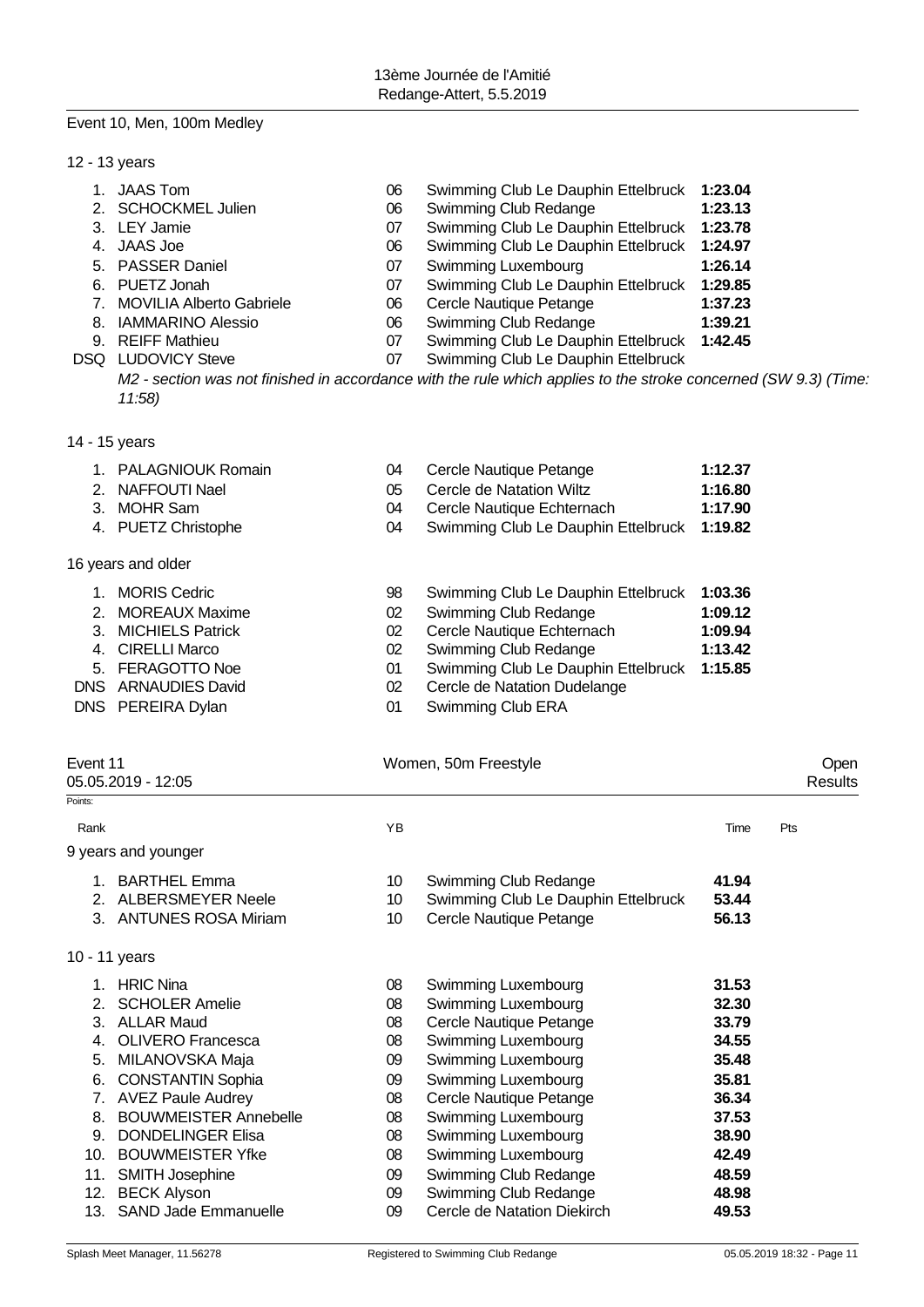## Event 10, Men, 100m Medley

### 12 - 13 years

| Rank | Name | YB | Club | Time |
|---|---|---|---|---|
| 1. | JAAS Tom | 06 | Swimming Club Le Dauphin Ettelbruck | **1:23.04** |
| 2. | SCHOCKMEL Julien | 06 | Swimming Club Redange | **1:23.13** |
| 3. | LEY Jamie | 07 | Swimming Club Le Dauphin Ettelbruck | **1:23.78** |
| 4. | JAAS Joe | 06 | Swimming Club Le Dauphin Ettelbruck | **1:24.97** |
| 5. | PASSER Daniel | 07 | Swimming Luxembourg | **1:26.14** |
| 6. | PUETZ Jonah | 07 | Swimming Club Le Dauphin Ettelbruck | **1:29.85** |
| 7. | MOVILIA Alberto Gabriele | 06 | Cercle Nautique Petange | **1:37.23** |
| 8. | IAMMARINO Alessio | 06 | Swimming Club Redange | **1:39.21** |
| 9. | REIFF Mathieu | 07 | Swimming Club Le Dauphin Ettelbruck | **1:42.45** |
| DSQ | LUDOVICY Steve | 07 | Swimming Club Le Dauphin Ettelbruck | |

*M2 - section was not finished in accordance with the rule which applies to the stroke concerned (SW 9.3) (Time: 11:58)*

### 14 - 15 years

| Rank | Name | YB | Club | Time |
|---|---|---|---|---|
| 1. | PALAGNIOUK Romain | 04 | Cercle Nautique Petange | **1:12.37** |
| 2. | NAFFOUTI Nael | 05 | Cercle de Natation Wiltz | **1:16.80** |
| 3. | MOHR Sam | 04 | Cercle Nautique Echternach | **1:17.90** |
| 4. | PUETZ Christophe | 04 | Swimming Club Le Dauphin Ettelbruck | **1:19.82** |

### 16 years and older

| Rank | Name | YB | Club | Time |
|---|---|---|---|---|
| 1. | MORIS Cedric | 98 | Swimming Club Le Dauphin Ettelbruck | **1:03.36** |
| 2. | MOREAUX Maxime | 02 | Swimming Club Redange | **1:09.12** |
| 3. | MICHIELS Patrick | 02 | Cercle Nautique Echternach | **1:09.94** |
| 4. | CIRELLI Marco | 02 | Swimming Club Redange | **1:13.42** |
| 5. | FERAGOTTO Noe | 01 | Swimming Club Le Dauphin Ettelbruck | **1:15.85** |
| DNS | ARNAUDIES David | 02 | Cercle de Natation Dudelange | |
| DNS | PEREIRA Dylan | 01 | Swimming Club ERA | |

## Event 11 — Women, 50m Freestyle — Open

05.05.2019 - 12:05 — Results

Points:

### 9 years and younger

| Rank | Name | YB | Club | Time | Pts |
|---|---|---|---|---|---|
| 1. | BARTHEL Emma | 10 | Swimming Club Redange | **41.94** | |
| 2. | ALBERSMEYER Neele | 10 | Swimming Club Le Dauphin Ettelbruck | **53.44** | |
| 3. | ANTUNES ROSA Miriam | 10 | Cercle Nautique Petange | **56.13** | |

### 10 - 11 years

| Rank | Name | YB | Club | Time | Pts |
|---|---|---|---|---|---|
| 1. | HRIC Nina | 08 | Swimming Luxembourg | **31.53** | |
| 2. | SCHOLER Amelie | 08 | Swimming Luxembourg | **32.30** | |
| 3. | ALLAR Maud | 08 | Cercle Nautique Petange | **33.79** | |
| 4. | OLIVERO Francesca | 08 | Swimming Luxembourg | **34.55** | |
| 5. | MILANOVSKA Maja | 09 | Swimming Luxembourg | **35.48** | |
| 6. | CONSTANTIN Sophia | 09 | Swimming Luxembourg | **35.81** | |
| 7. | AVEZ Paule Audrey | 08 | Cercle Nautique Petange | **36.34** | |
| 8. | BOUWMEISTER Annebelle | 08 | Swimming Luxembourg | **37.53** | |
| 9. | DONDELINGER Elisa | 08 | Swimming Luxembourg | **38.90** | |
| 10. | BOUWMEISTER Yfke | 08 | Swimming Luxembourg | **42.49** | |
| 11. | SMITH Josephine | 09 | Swimming Club Redange | **48.59** | |
| 12. | BECK Alyson | 09 | Swimming Club Redange | **48.98** | |
| 13. | SAND Jade Emmanuelle | 09 | Cercle de Natation Diekirch | **49.53** | |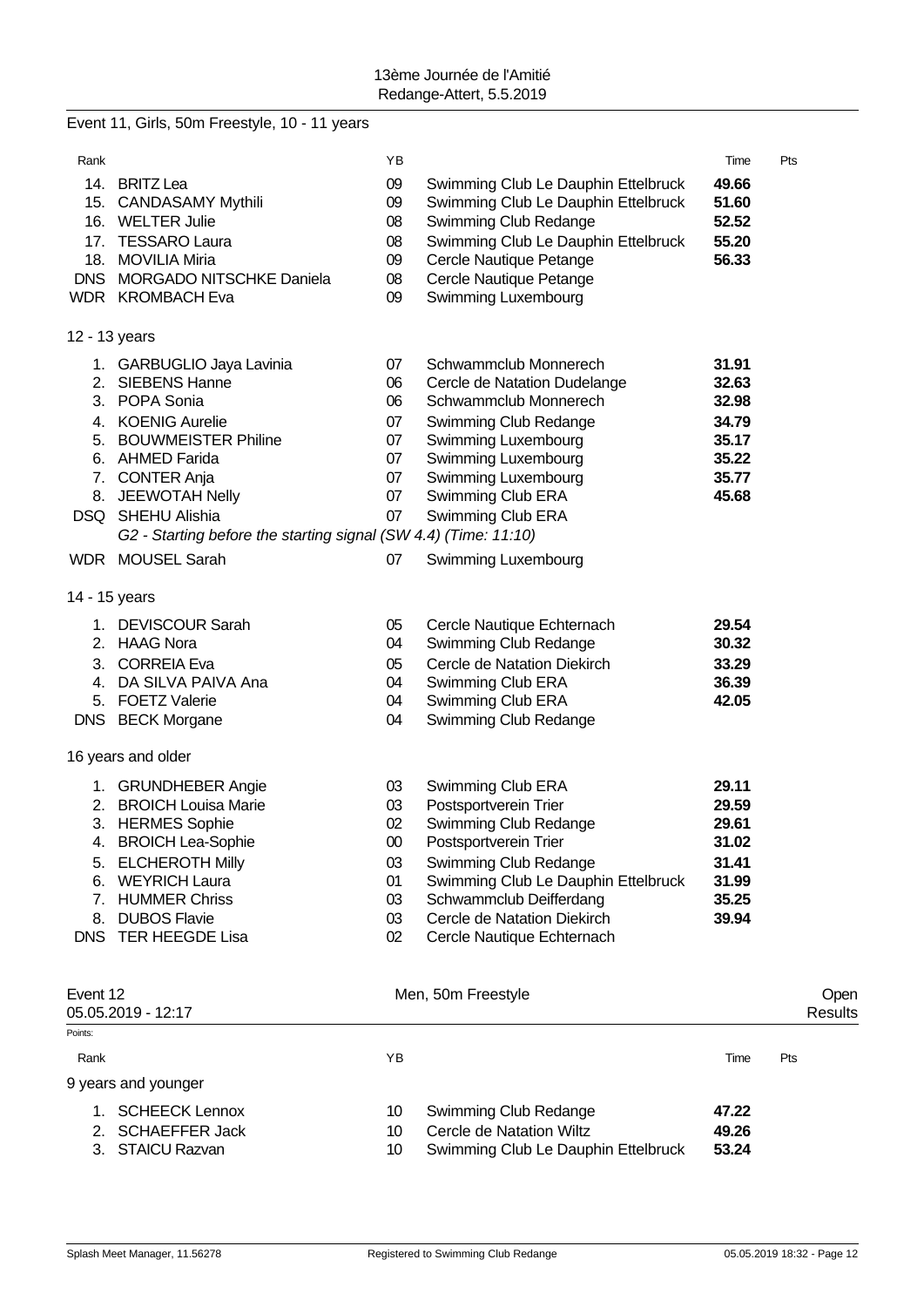Event 11, Girls, 50m Freestyle, 10 - 11 years

| Rank | | YB | | Time | Pts |
|---|---|---|---|---|---|
| 14. | BRITZ Lea | 09 | Swimming Club Le Dauphin Ettelbruck | **49.66** | |
| 15. | CANDASAMY Mythili | 09 | Swimming Club Le Dauphin Ettelbruck | **51.60** | |
| 16. | WELTER Julie | 08 | Swimming Club Redange | **52.52** | |
| 17. | TESSARO Laura | 08 | Swimming Club Le Dauphin Ettelbruck | **55.20** | |
| 18. | MOVILIA Miria | 09 | Cercle Nautique Petange | **56.33** | |
| DNS | MORGADO NITSCHKE Daniela | 08 | Cercle Nautique Petange | | |
| WDR | KROMBACH Eva | 09 | Swimming Luxembourg | | |

12 - 13 years

| Rank | | YB | | Time | Pts |
|---|---|---|---|---|---|
| 1. | GARBUGLIO Jaya Lavinia | 07 | Schwammclub Monnerech | **31.91** | |
| 2. | SIEBENS Hanne | 06 | Cercle de Natation Dudelange | **32.63** | |
| 3. | POPA Sonia | 06 | Schwammclub Monnerech | **32.98** | |
| 4. | KOENIG Aurelie | 07 | Swimming Club Redange | **34.79** | |
| 5. | BOUWMEISTER Philine | 07 | Swimming Luxembourg | **35.17** | |
| 6. | AHMED Farida | 07 | Swimming Luxembourg | **35.22** | |
| 7. | CONTER Anja | 07 | Swimming Luxembourg | **35.77** | |
| 8. | JEEWOTAH Nelly | 07 | Swimming Club ERA | **45.68** | |
| DSQ | SHEHU Alishia | 07 | Swimming Club ERA | | |
| | *G2 - Starting before the starting signal (SW 4.4) (Time: 11:10)* | | | | |
| WDR | MOUSEL Sarah | 07 | Swimming Luxembourg | | |

14 - 15 years

| Rank | | YB | | Time | Pts |
|---|---|---|---|---|---|
| 1. | DEVISCOUR Sarah | 05 | Cercle Nautique Echternach | **29.54** | |
| 2. | HAAG Nora | 04 | Swimming Club Redange | **30.32** | |
| 3. | CORREIA Eva | 05 | Cercle de Natation Diekirch | **33.29** | |
| 4. | DA SILVA PAIVA Ana | 04 | Swimming Club ERA | **36.39** | |
| 5. | FOETZ Valerie | 04 | Swimming Club ERA | **42.05** | |
| DNS | BECK Morgane | 04 | Swimming Club Redange | | |

16 years and older

| Rank | | YB | | Time | Pts |
|---|---|---|---|---|---|
| 1. | GRUNDHEBER Angie | 03 | Swimming Club ERA | **29.11** | |
| 2. | BROICH Louisa Marie | 03 | Postsportverein Trier | **29.59** | |
| 3. | HERMES Sophie | 02 | Swimming Club Redange | **29.61** | |
| 4. | BROICH Lea-Sophie | 00 | Postsportverein Trier | **31.02** | |
| 5. | ELCHEROTH Milly | 03 | Swimming Club Redange | **31.41** | |
| 6. | WEYRICH Laura | 01 | Swimming Club Le Dauphin Ettelbruck | **31.99** | |
| 7. | HUMMER Chriss | 03 | Schwammclub Deifferdang | **35.25** | |
| 8. | DUBOS Flavie | 03 | Cercle de Natation Diekirch | **39.94** | |
| DNS | TER HEEGDE Lisa | 02 | Cercle Nautique Echternach | | |

## Event 12 — Men, 50m Freestyle — Open

05.05.2019 - 12:17 — Results

Points:

9 years and younger

| Rank | | YB | | Time | Pts |
|---|---|---|---|---|---|
| 1. | SCHEECK Lennox | 10 | Swimming Club Redange | **47.22** | |
| 2. | SCHAEFFER Jack | 10 | Cercle de Natation Wiltz | **49.26** | |
| 3. | STAICU Razvan | 10 | Swimming Club Le Dauphin Ettelbruck | **53.24** | |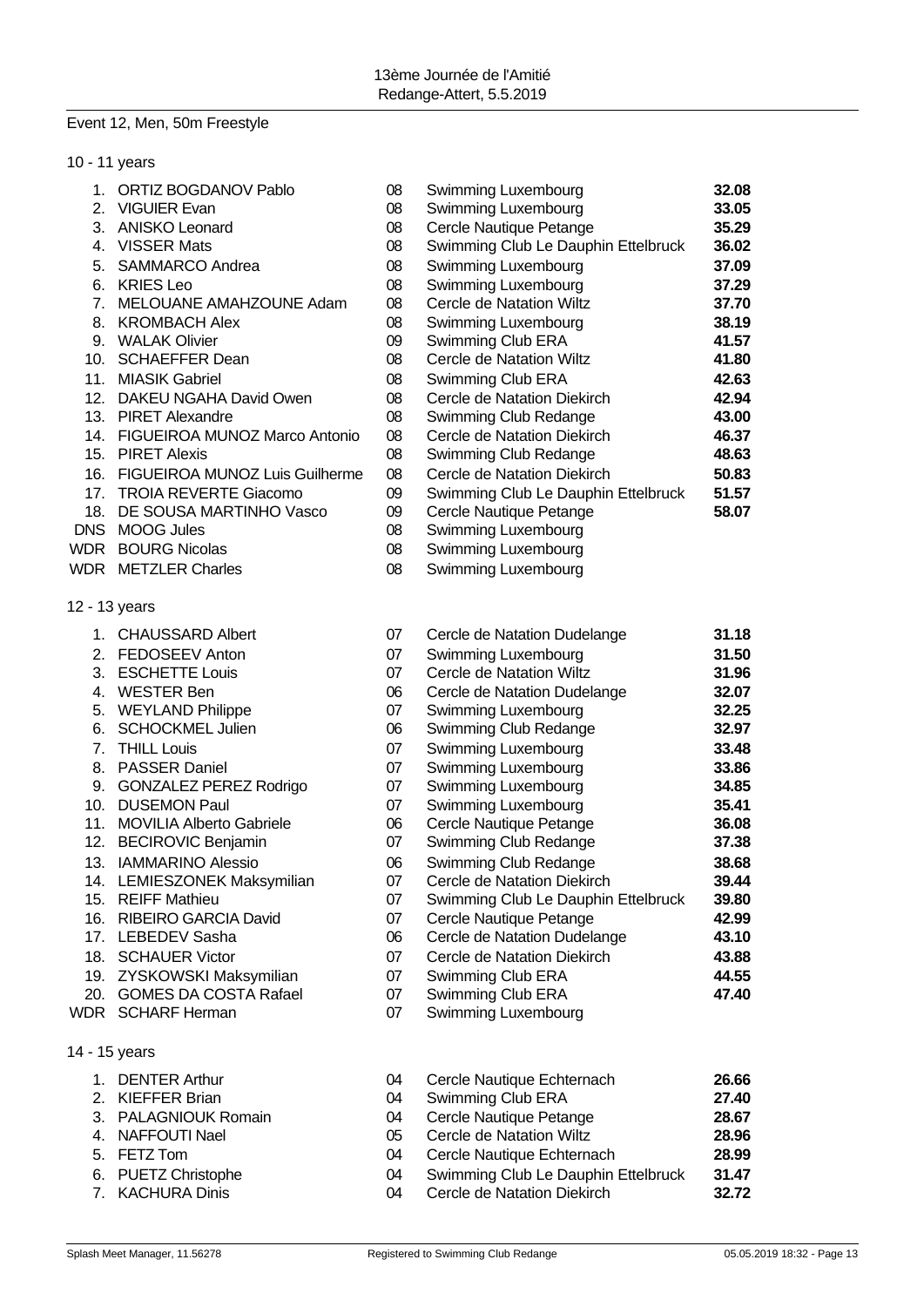13ème Journée de l'Amitié
Redange-Attert, 5.5.2019

## Event 12, Men, 50m Freestyle

### 10 - 11 years

| | Name | YB | Club | Time |
|---|---|---|---|---|
| 1. | ORTIZ BOGDANOV Pablo | 08 | Swimming Luxembourg | **32.08** |
| 2. | VIGUIER Evan | 08 | Swimming Luxembourg | **33.05** |
| 3. | ANISKO Leonard | 08 | Cercle Nautique Petange | **35.29** |
| 4. | VISSER Mats | 08 | Swimming Club Le Dauphin Ettelbruck | **36.02** |
| 5. | SAMMARCO Andrea | 08 | Swimming Luxembourg | **37.09** |
| 6. | KRIES Leo | 08 | Swimming Luxembourg | **37.29** |
| 7. | MELOUANE AMAHZOUNE Adam | 08 | Cercle de Natation Wiltz | **37.70** |
| 8. | KROMBACH Alex | 08 | Swimming Luxembourg | **38.19** |
| 9. | WALAK Olivier | 09 | Swimming Club ERA | **41.57** |
| 10. | SCHAEFFER Dean | 08 | Cercle de Natation Wiltz | **41.80** |
| 11. | MIASIK Gabriel | 08 | Swimming Club ERA | **42.63** |
| 12. | DAKEU NGAHA David Owen | 08 | Cercle de Natation Diekirch | **42.94** |
| 13. | PIRET Alexandre | 08 | Swimming Club Redange | **43.00** |
| 14. | FIGUEIROA MUNOZ Marco Antonio | 08 | Cercle de Natation Diekirch | **46.37** |
| 15. | PIRET Alexis | 08 | Swimming Club Redange | **48.63** |
| 16. | FIGUEIROA MUNOZ Luis Guilherme | 08 | Cercle de Natation Diekirch | **50.83** |
| 17. | TROIA REVERTE Giacomo | 09 | Swimming Club Le Dauphin Ettelbruck | **51.57** |
| 18. | DE SOUSA MARTINHO Vasco | 09 | Cercle Nautique Petange | **58.07** |
| DNS | MOOG Jules | 08 | Swimming Luxembourg | |
| WDR | BOURG Nicolas | 08 | Swimming Luxembourg | |
| WDR | METZLER Charles | 08 | Swimming Luxembourg | |

### 12 - 13 years

| | Name | YB | Club | Time |
|---|---|---|---|---|
| 1. | CHAUSSARD Albert | 07 | Cercle de Natation Dudelange | **31.18** |
| 2. | FEDOSEEV Anton | 07 | Swimming Luxembourg | **31.50** |
| 3. | ESCHETTE Louis | 07 | Cercle de Natation Wiltz | **31.96** |
| 4. | WESTER Ben | 06 | Cercle de Natation Dudelange | **32.07** |
| 5. | WEYLAND Philippe | 07 | Swimming Luxembourg | **32.25** |
| 6. | SCHOCKMEL Julien | 06 | Swimming Club Redange | **32.97** |
| 7. | THILL Louis | 07 | Swimming Luxembourg | **33.48** |
| 8. | PASSER Daniel | 07 | Swimming Luxembourg | **33.86** |
| 9. | GONZALEZ PEREZ Rodrigo | 07 | Swimming Luxembourg | **34.85** |
| 10. | DUSEMON Paul | 07 | Swimming Luxembourg | **35.41** |
| 11. | MOVILIA Alberto Gabriele | 06 | Cercle Nautique Petange | **36.08** |
| 12. | BECIROVIC Benjamin | 07 | Swimming Club Redange | **37.38** |
| 13. | IAMMARINO Alessio | 06 | Swimming Club Redange | **38.68** |
| 14. | LEMIESZONEK Maksymilian | 07 | Cercle de Natation Diekirch | **39.44** |
| 15. | REIFF Mathieu | 07 | Swimming Club Le Dauphin Ettelbruck | **39.80** |
| 16. | RIBEIRO GARCIA David | 07 | Cercle Nautique Petange | **42.99** |
| 17. | LEBEDEV Sasha | 06 | Cercle de Natation Dudelange | **43.10** |
| 18. | SCHAUER Victor | 07 | Cercle de Natation Diekirch | **43.88** |
| 19. | ZYSKOWSKI Maksymilian | 07 | Swimming Club ERA | **44.55** |
| 20. | GOMES DA COSTA Rafael | 07 | Swimming Club ERA | **47.40** |
| WDR | SCHARF Herman | 07 | Swimming Luxembourg | |

### 14 - 15 years

| | Name | YB | Club | Time |
|---|---|---|---|---|
| 1. | DENTER Arthur | 04 | Cercle Nautique Echternach | **26.66** |
| 2. | KIEFFER Brian | 04 | Swimming Club ERA | **27.40** |
| 3. | PALAGNIOUK Romain | 04 | Cercle Nautique Petange | **28.67** |
| 4. | NAFFOUTI Nael | 05 | Cercle de Natation Wiltz | **28.96** |
| 5. | FETZ Tom | 04 | Cercle Nautique Echternach | **28.99** |
| 6. | PUETZ Christophe | 04 | Swimming Club Le Dauphin Ettelbruck | **31.47** |
| 7. | KACHURA Dinis | 04 | Cercle de Natation Diekirch | **32.72** |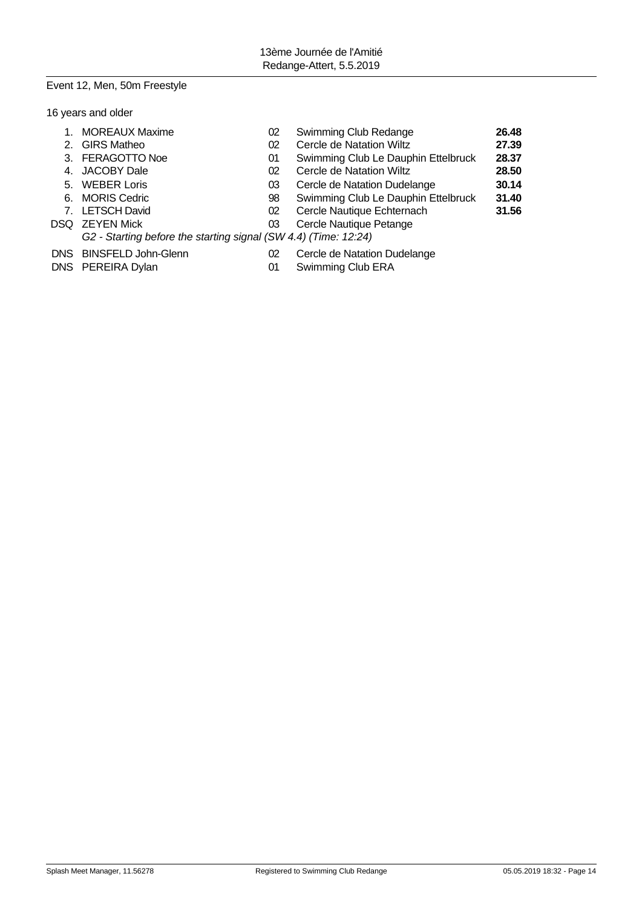Event 12, Men, 50m Freestyle

16 years and older

| Place | Name | Year | Club | Time |
|---|---|---|---|---|
| 1. | MOREAUX Maxime | 02 | Swimming Club Redange | **26.48** |
| 2. | GIRS Matheo | 02 | Cercle de Natation Wiltz | **27.39** |
| 3. | FERAGOTTO Noe | 01 | Swimming Club Le Dauphin Ettelbruck | **28.37** |
| 4. | JACOBY Dale | 02 | Cercle de Natation Wiltz | **28.50** |
| 5. | WEBER Loris | 03 | Cercle de Natation Dudelange | **30.14** |
| 6. | MORIS Cedric | 98 | Swimming Club Le Dauphin Ettelbruck | **31.40** |
| 7. | LETSCH David | 02 | Cercle Nautique Echternach | **31.56** |
| DSQ | ZEYEN Mick | 03 | Cercle Nautique Petange | |
| | *G2 - Starting before the starting signal (SW 4.4) (Time: 12:24)* | | | |
| DNS | BINSFELD John-Glenn | 02 | Cercle de Natation Dudelange | |
| DNS | PEREIRA Dylan | 01 | Swimming Club ERA | |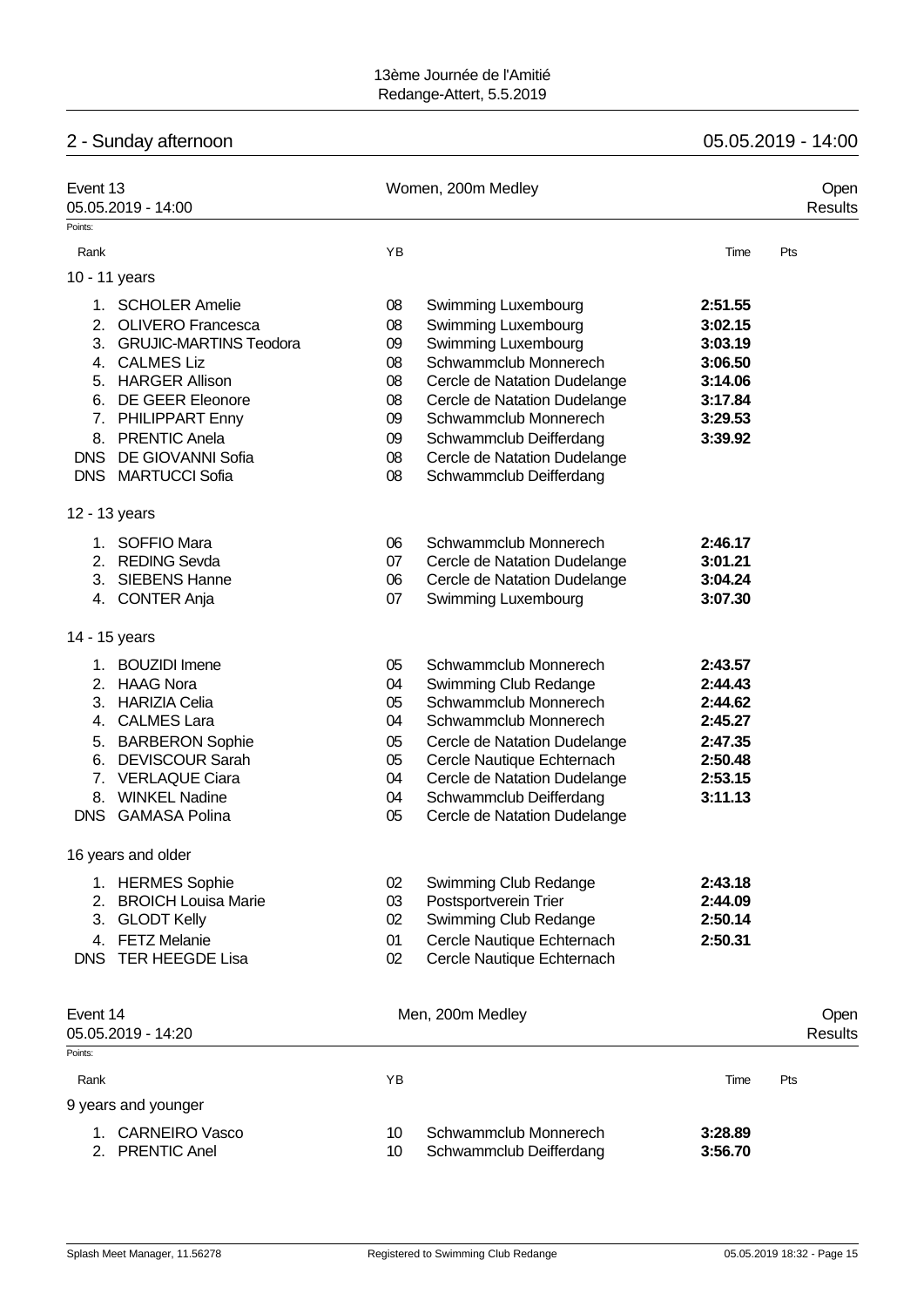## 2 - Sunday afternoon

05.05.2019 - 14:00

### Event 13 — Women, 200m Medley — Open

05.05.2019 - 14:00 — Results

Points:

| Rank | | YB | | Time | Pts |
|---|---|---|---|---|---|
| **10 - 11 years** | | | | | |
| 1. | SCHOLER Amelie | 08 | Swimming Luxembourg | **2:51.55** | |
| 2. | OLIVERO Francesca | 08 | Swimming Luxembourg | **3:02.15** | |
| 3. | GRUJIC-MARTINS Teodora | 09 | Swimming Luxembourg | **3:03.19** | |
| 4. | CALMES Liz | 08 | Schwammclub Monnerech | **3:06.50** | |
| 5. | HARGER Allison | 08 | Cercle de Natation Dudelange | **3:14.06** | |
| 6. | DE GEER Eleonore | 08 | Cercle de Natation Dudelange | **3:17.84** | |
| 7. | PHILIPPART Enny | 09 | Schwammclub Monnerech | **3:29.53** | |
| 8. | PRENTIC Anela | 09 | Schwammclub Deifferdang | **3:39.92** | |
| DNS | DE GIOVANNI Sofia | 08 | Cercle de Natation Dudelange | | |
| DNS | MARTUCCI Sofia | 08 | Schwammclub Deifferdang | | |
| **12 - 13 years** | | | | | |
| 1. | SOFFIO Mara | 06 | Schwammclub Monnerech | **2:46.17** | |
| 2. | REDING Sevda | 07 | Cercle de Natation Dudelange | **3:01.21** | |
| 3. | SIEBENS Hanne | 06 | Cercle de Natation Dudelange | **3:04.24** | |
| 4. | CONTER Anja | 07 | Swimming Luxembourg | **3:07.30** | |
| **14 - 15 years** | | | | | |
| 1. | BOUZIDI Imene | 05 | Schwammclub Monnerech | **2:43.57** | |
| 2. | HAAG Nora | 04 | Swimming Club Redange | **2:44.43** | |
| 3. | HARIZIA Celia | 05 | Schwammclub Monnerech | **2:44.62** | |
| 4. | CALMES Lara | 04 | Schwammclub Monnerech | **2:45.27** | |
| 5. | BARBERON Sophie | 05 | Cercle de Natation Dudelange | **2:47.35** | |
| 6. | DEVISCOUR Sarah | 05 | Cercle Nautique Echternach | **2:50.48** | |
| 7. | VERLAQUE Ciara | 04 | Cercle de Natation Dudelange | **2:53.15** | |
| 8. | WINKEL Nadine | 04 | Schwammclub Deifferdang | **3:11.13** | |
| DNS | GAMASA Polina | 05 | Cercle de Natation Dudelange | | |
| **16 years and older** | | | | | |
| 1. | HERMES Sophie | 02 | Swimming Club Redange | **2:43.18** | |
| 2. | BROICH Louisa Marie | 03 | Postsportverein Trier | **2:44.09** | |
| 3. | GLODT Kelly | 02 | Swimming Club Redange | **2:50.14** | |
| 4. | FETZ Melanie | 01 | Cercle Nautique Echternach | **2:50.31** | |
| DNS | TER HEEGDE Lisa | 02 | Cercle Nautique Echternach | | |

### Event 14 — Men, 200m Medley — Open

05.05.2019 - 14:20 — Results

Points:

| Rank | | YB | | Time | Pts |
|---|---|---|---|---|---|
| **9 years and younger** | | | | | |
| 1. | CARNEIRO Vasco | 10 | Schwammclub Monnerech | **3:28.89** | |
| 2. | PRENTIC Anel | 10 | Schwammclub Deifferdang | **3:56.70** | |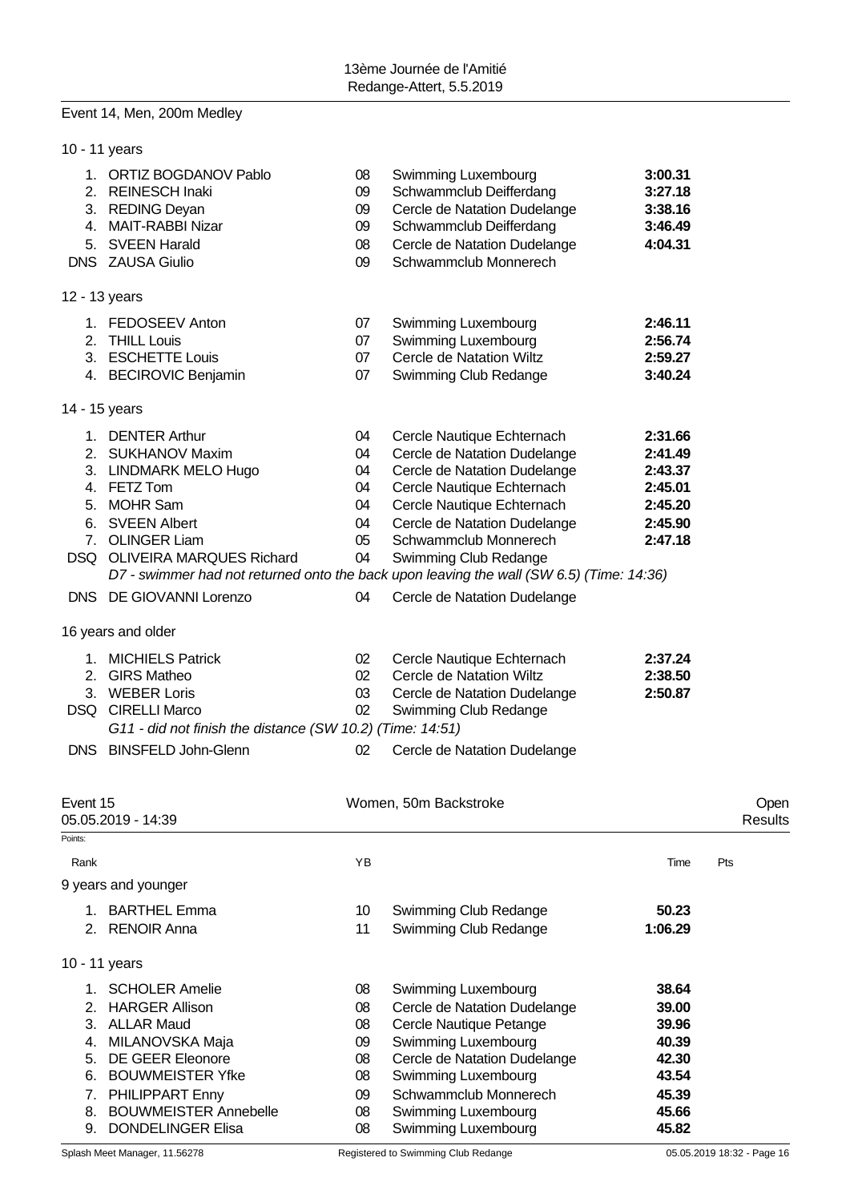Event 14, Men, 200m Medley

10 - 11 years

| Rank | Name | YB | Club | Time |
|---|---|---|---|---|
| 1. | ORTIZ BOGDANOV Pablo | 08 | Swimming Luxembourg | **3:00.31** |
| 2. | REINESCH Inaki | 09 | Schwammclub Deifferdang | **3:27.18** |
| 3. | REDING Deyan | 09 | Cercle de Natation Dudelange | **3:38.16** |
| 4. | MAIT-RABBI Nizar | 09 | Schwammclub Deifferdang | **3:46.49** |
| 5. | SVEEN Harald | 08 | Cercle de Natation Dudelange | **4:04.31** |
| DNS | ZAUSA Giulio | 09 | Schwammclub Monnerech | |

12 - 13 years

| Rank | Name | YB | Club | Time |
|---|---|---|---|---|
| 1. | FEDOSEEV Anton | 07 | Swimming Luxembourg | **2:46.11** |
| 2. | THILL Louis | 07 | Swimming Luxembourg | **2:56.74** |
| 3. | ESCHETTE Louis | 07 | Cercle de Natation Wiltz | **2:59.27** |
| 4. | BECIROVIC Benjamin | 07 | Swimming Club Redange | **3:40.24** |

14 - 15 years

| Rank | Name | YB | Club | Time |
|---|---|---|---|---|
| 1. | DENTER Arthur | 04 | Cercle Nautique Echternach | **2:31.66** |
| 2. | SUKHANOV Maxim | 04 | Cercle de Natation Dudelange | **2:41.49** |
| 3. | LINDMARK MELO Hugo | 04 | Cercle de Natation Dudelange | **2:43.37** |
| 4. | FETZ Tom | 04 | Cercle Nautique Echternach | **2:45.01** |
| 5. | MOHR Sam | 04 | Cercle Nautique Echternach | **2:45.20** |
| 6. | SVEEN Albert | 04 | Cercle de Natation Dudelange | **2:45.90** |
| 7. | OLINGER Liam | 05 | Schwammclub Monnerech | **2:47.18** |
| DSQ | OLIVEIRA MARQUES Richard | 04 | Swimming Club Redange | |

*D7 - swimmer had not returned onto the back upon leaving the wall (SW 6.5) (Time: 14:36)*

| Rank | Name | YB | Club | Time |
|---|---|---|---|---|
| DNS | DE GIOVANNI Lorenzo | 04 | Cercle de Natation Dudelange | |

16 years and older

| Rank | Name | YB | Club | Time |
|---|---|---|---|---|
| 1. | MICHIELS Patrick | 02 | Cercle Nautique Echternach | **2:37.24** |
| 2. | GIRS Matheo | 02 | Cercle de Natation Wiltz | **2:38.50** |
| 3. | WEBER Loris | 03 | Cercle de Natation Dudelange | **2:50.87** |
| DSQ | CIRELLI Marco | 02 | Swimming Club Redange | |

*G11 - did not finish the distance (SW 10.2) (Time: 14:51)*

| Rank | Name | YB | Club | Time |
|---|---|---|---|---|
| DNS | BINSFELD John-Glenn | 02 | Cercle de Natation Dudelange | |

## Event 15 — Women, 50m Backstroke — Open Results

05.05.2019 - 14:39

Points:

9 years and younger

| Rank | Name | YB | Club | Time | Pts |
|---|---|---|---|---|---|
| 1. | BARTHEL Emma | 10 | Swimming Club Redange | **50.23** | |
| 2. | RENOIR Anna | 11 | Swimming Club Redange | **1:06.29** | |

10 - 11 years

| Rank | Name | YB | Club | Time | Pts |
|---|---|---|---|---|---|
| 1. | SCHOLER Amelie | 08 | Swimming Luxembourg | **38.64** | |
| 2. | HARGER Allison | 08 | Cercle de Natation Dudelange | **39.00** | |
| 3. | ALLAR Maud | 08 | Cercle Nautique Petange | **39.96** | |
| 4. | MILANOVSKA Maja | 09 | Swimming Luxembourg | **40.39** | |
| 5. | DE GEER Eleonore | 08 | Cercle de Natation Dudelange | **42.30** | |
| 6. | BOUWMEISTER Yfke | 08 | Swimming Luxembourg | **43.54** | |
| 7. | PHILIPPART Enny | 09 | Schwammclub Monnerech | **45.39** | |
| 8. | BOUWMEISTER Annebelle | 08 | Swimming Luxembourg | **45.66** | |
| 9. | DONDELINGER Elisa | 08 | Swimming Luxembourg | **45.82** | |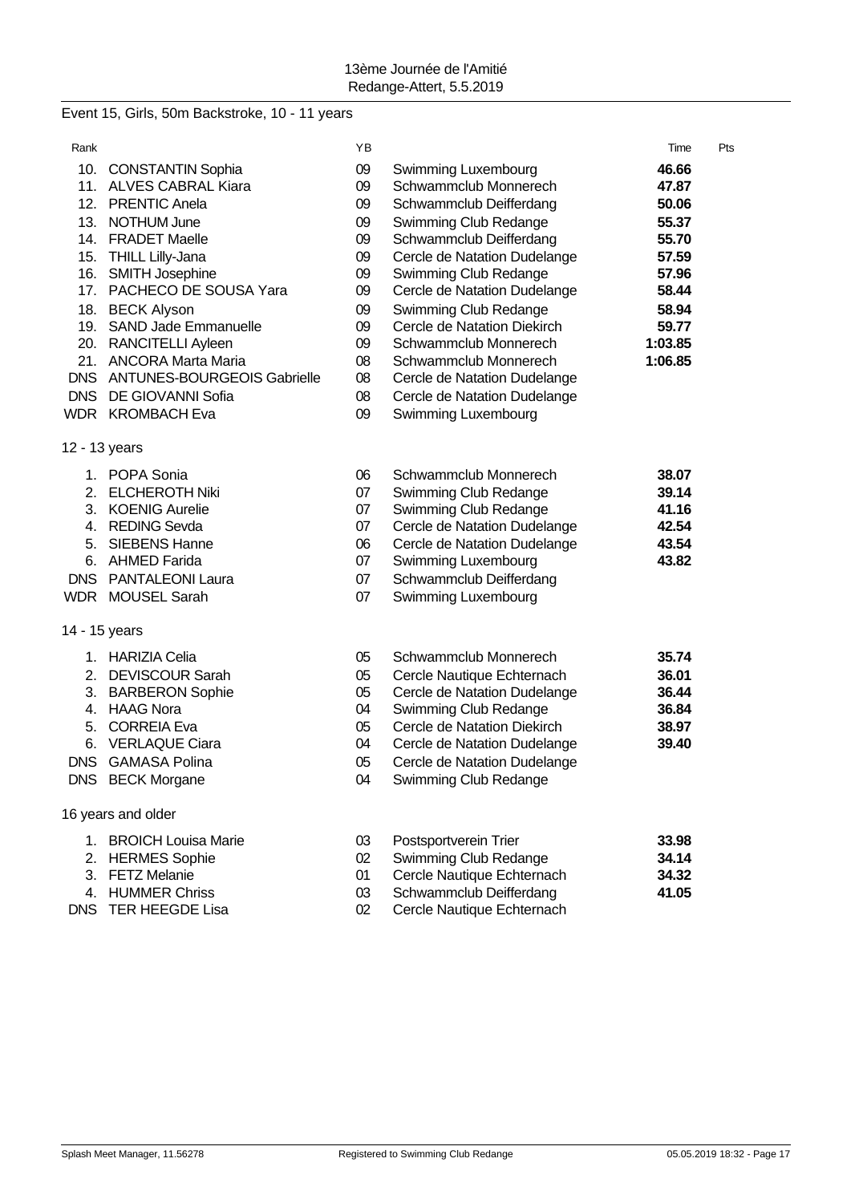13ème Journée de l'Amitié
Redange-Attert, 5.5.2019

Event 15, Girls, 50m Backstroke, 10 - 11 years

| Rank | | YB | | Time | Pts |
|---|---|---|---|---|---|
| 10. | CONSTANTIN Sophia | 09 | Swimming Luxembourg | **46.66** | |
| 11. | ALVES CABRAL Kiara | 09 | Schwammclub Monnerech | **47.87** | |
| 12. | PRENTIC Anela | 09 | Schwammclub Deifferdang | **50.06** | |
| 13. | NOTHUM June | 09 | Swimming Club Redange | **55.37** | |
| 14. | FRADET Maelle | 09 | Schwammclub Deifferdang | **55.70** | |
| 15. | THILL Lilly-Jana | 09 | Cercle de Natation Dudelange | **57.59** | |
| 16. | SMITH Josephine | 09 | Swimming Club Redange | **57.96** | |
| 17. | PACHECO DE SOUSA Yara | 09 | Cercle de Natation Dudelange | **58.44** | |
| 18. | BECK Alyson | 09 | Swimming Club Redange | **58.94** | |
| 19. | SAND Jade Emmanuelle | 09 | Cercle de Natation Diekirch | **59.77** | |
| 20. | RANCITELLI Ayleen | 09 | Schwammclub Monnerech | **1:03.85** | |
| 21. | ANCORA Marta Maria | 08 | Schwammclub Monnerech | **1:06.85** | |
| DNS | ANTUNES-BOURGEOIS Gabrielle | 08 | Cercle de Natation Dudelange | | |
| DNS | DE GIOVANNI Sofia | 08 | Cercle de Natation Dudelange | | |
| WDR | KROMBACH Eva | 09 | Swimming Luxembourg | | |

12 - 13 years

| Rank | | YB | | Time | Pts |
|---|---|---|---|---|---|
| 1. | POPA Sonia | 06 | Schwammclub Monnerech | **38.07** | |
| 2. | ELCHEROTH Niki | 07 | Swimming Club Redange | **39.14** | |
| 3. | KOENIG Aurelie | 07 | Swimming Club Redange | **41.16** | |
| 4. | REDING Sevda | 07 | Cercle de Natation Dudelange | **42.54** | |
| 5. | SIEBENS Hanne | 06 | Cercle de Natation Dudelange | **43.54** | |
| 6. | AHMED Farida | 07 | Swimming Luxembourg | **43.82** | |
| DNS | PANTALEONI Laura | 07 | Schwammclub Deifferdang | | |
| WDR | MOUSEL Sarah | 07 | Swimming Luxembourg | | |

14 - 15 years

| Rank | | YB | | Time | Pts |
|---|---|---|---|---|---|
| 1. | HARIZIA Celia | 05 | Schwammclub Monnerech | **35.74** | |
| 2. | DEVISCOUR Sarah | 05 | Cercle Nautique Echternach | **36.01** | |
| 3. | BARBERON Sophie | 05 | Cercle de Natation Dudelange | **36.44** | |
| 4. | HAAG Nora | 04 | Swimming Club Redange | **36.84** | |
| 5. | CORREIA Eva | 05 | Cercle de Natation Diekirch | **38.97** | |
| 6. | VERLAQUE Ciara | 04 | Cercle de Natation Dudelange | **39.40** | |
| DNS | GAMASA Polina | 05 | Cercle de Natation Dudelange | | |
| DNS | BECK Morgane | 04 | Swimming Club Redange | | |

16 years and older

| Rank | | YB | | Time | Pts |
|---|---|---|---|---|---|
| 1. | BROICH Louisa Marie | 03 | Postsportverein Trier | **33.98** | |
| 2. | HERMES Sophie | 02 | Swimming Club Redange | **34.14** | |
| 3. | FETZ Melanie | 01 | Cercle Nautique Echternach | **34.32** | |
| 4. | HUMMER Chriss | 03 | Schwammclub Deifferdang | **41.05** | |
| DNS | TER HEEGDE Lisa | 02 | Cercle Nautique Echternach | | |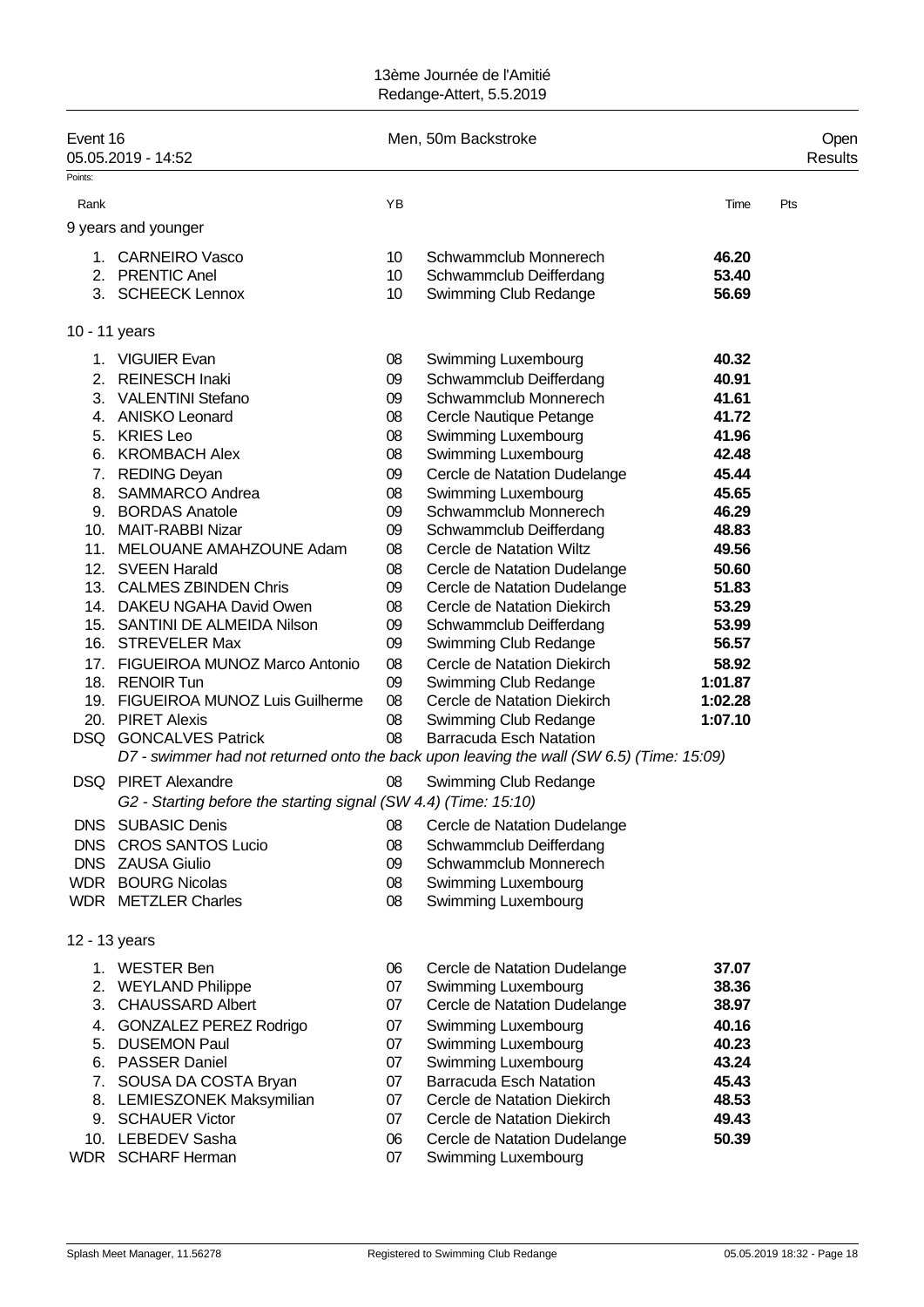13ème Journée de l'Amitié
Redange-Attert, 5.5.2019

Event 16 — Men, 50m Backstroke — Open
05.05.2019 - 14:52 — Results

Points:

| Rank | | YB | | Time | Pts |
|---|---|---|---|---|---|
| **9 years and younger** | | | | | |
| 1. | CARNEIRO Vasco | 10 | Schwammclub Monnerech | **46.20** | |
| 2. | PRENTIC Anel | 10 | Schwammclub Deifferdang | **53.40** | |
| 3. | SCHEECK Lennox | 10 | Swimming Club Redange | **56.69** | |
| **10 - 11 years** | | | | | |
| 1. | VIGUIER Evan | 08 | Swimming Luxembourg | **40.32** | |
| 2. | REINESCH Inaki | 09 | Schwammclub Deifferdang | **40.91** | |
| 3. | VALENTINI Stefano | 09 | Schwammclub Monnerech | **41.61** | |
| 4. | ANISKO Leonard | 08 | Cercle Nautique Petange | **41.72** | |
| 5. | KRIES Leo | 08 | Swimming Luxembourg | **41.96** | |
| 6. | KROMBACH Alex | 08 | Swimming Luxembourg | **42.48** | |
| 7. | REDING Deyan | 09 | Cercle de Natation Dudelange | **45.44** | |
| 8. | SAMMARCO Andrea | 08 | Swimming Luxembourg | **45.65** | |
| 9. | BORDAS Anatole | 09 | Schwammclub Monnerech | **46.29** | |
| 10. | MAIT-RABBI Nizar | 09 | Schwammclub Deifferdang | **48.83** | |
| 11. | MELOUANE AMAHZOUNE Adam | 08 | Cercle de Natation Wiltz | **49.56** | |
| 12. | SVEEN Harald | 08 | Cercle de Natation Dudelange | **50.60** | |
| 13. | CALMES ZBINDEN Chris | 09 | Cercle de Natation Dudelange | **51.83** | |
| 14. | DAKEU NGAHA David Owen | 08 | Cercle de Natation Diekirch | **53.29** | |
| 15. | SANTINI DE ALMEIDA Nilson | 09 | Schwammclub Deifferdang | **53.99** | |
| 16. | STREVELER Max | 09 | Swimming Club Redange | **56.57** | |
| 17. | FIGUEIROA MUNOZ Marco Antonio | 08 | Cercle de Natation Diekirch | **58.92** | |
| 18. | RENOIR Tun | 09 | Swimming Club Redange | **1:01.87** | |
| 19. | FIGUEIROA MUNOZ Luis Guilherme | 08 | Cercle de Natation Diekirch | **1:02.28** | |
| 20. | PIRET Alexis | 08 | Swimming Club Redange | **1:07.10** | |
| DSQ | GONCALVES Patrick | 08 | Barracuda Esch Natation | | |
| | *D7 - swimmer had not returned onto the back upon leaving the wall (SW 6.5) (Time: 15:09)* | | | | |
| DSQ | PIRET Alexandre | 08 | Swimming Club Redange | | |
| | *G2 - Starting before the starting signal (SW 4.4) (Time: 15:10)* | | | | |
| DNS | SUBASIC Denis | 08 | Cercle de Natation Dudelange | | |
| DNS | CROS SANTOS Lucio | 08 | Schwammclub Deifferdang | | |
| DNS | ZAUSA Giulio | 09 | Schwammclub Monnerech | | |
| WDR | BOURG Nicolas | 08 | Swimming Luxembourg | | |
| WDR | METZLER Charles | 08 | Swimming Luxembourg | | |
| **12 - 13 years** | | | | | |
| 1. | WESTER Ben | 06 | Cercle de Natation Dudelange | **37.07** | |
| 2. | WEYLAND Philippe | 07 | Swimming Luxembourg | **38.36** | |
| 3. | CHAUSSARD Albert | 07 | Cercle de Natation Dudelange | **38.97** | |
| 4. | GONZALEZ PEREZ Rodrigo | 07 | Swimming Luxembourg | **40.16** | |
| 5. | DUSEMON Paul | 07 | Swimming Luxembourg | **40.23** | |
| 6. | PASSER Daniel | 07 | Swimming Luxembourg | **43.24** | |
| 7. | SOUSA DA COSTA Bryan | 07 | Barracuda Esch Natation | **45.43** | |
| 8. | LEMIESZONEK Maksymilian | 07 | Cercle de Natation Diekirch | **48.53** | |
| 9. | SCHAUER Victor | 07 | Cercle de Natation Diekirch | **49.43** | |
| 10. | LEBEDEV Sasha | 06 | Cercle de Natation Dudelange | **50.39** | |
| WDR | SCHARF Herman | 07 | Swimming Luxembourg | | |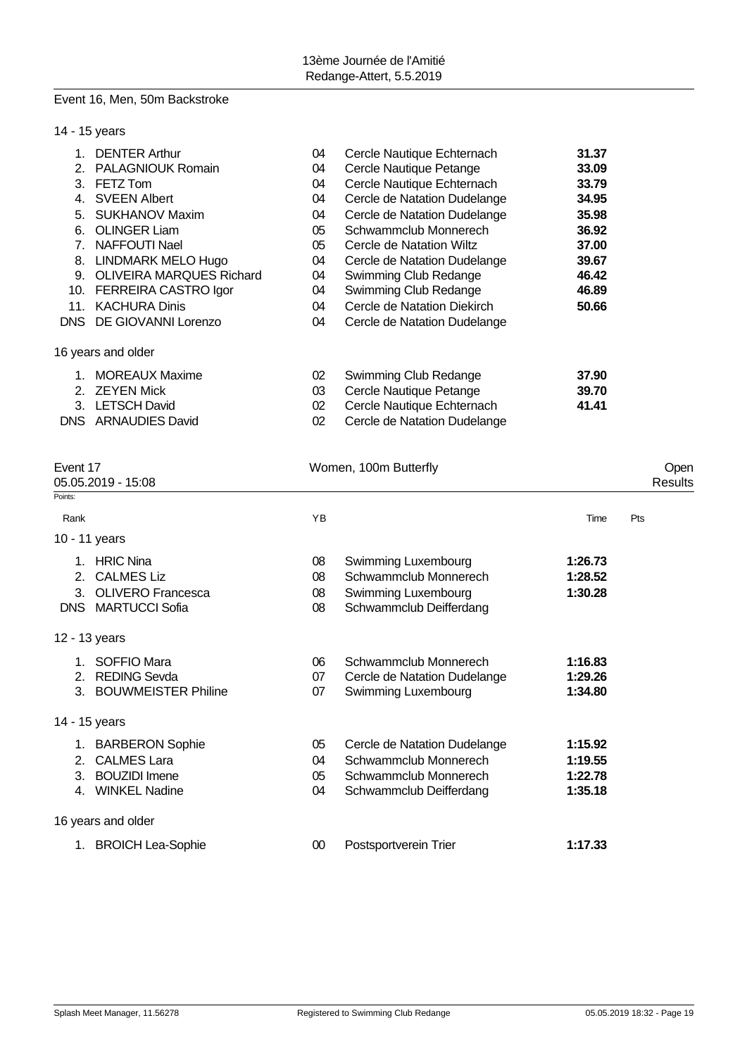Event 16, Men, 50m Backstroke

14 - 15 years

| Rank | Name | YB | Club | Time |
|---|---|---|---|---|
| 1. | DENTER Arthur | 04 | Cercle Nautique Echternach | **31.37** |
| 2. | PALAGNIOUK Romain | 04 | Cercle Nautique Petange | **33.09** |
| 3. | FETZ Tom | 04 | Cercle Nautique Echternach | **33.79** |
| 4. | SVEEN Albert | 04 | Cercle de Natation Dudelange | **34.95** |
| 5. | SUKHANOV Maxim | 04 | Cercle de Natation Dudelange | **35.98** |
| 6. | OLINGER Liam | 05 | Schwammclub Monnerech | **36.92** |
| 7. | NAFFOUTI Nael | 05 | Cercle de Natation Wiltz | **37.00** |
| 8. | LINDMARK MELO Hugo | 04 | Cercle de Natation Dudelange | **39.67** |
| 9. | OLIVEIRA MARQUES Richard | 04 | Swimming Club Redange | **46.42** |
| 10. | FERREIRA CASTRO Igor | 04 | Swimming Club Redange | **46.89** |
| 11. | KACHURA Dinis | 04 | Cercle de Natation Diekirch | **50.66** |
| DNS | DE GIOVANNI Lorenzo | 04 | Cercle de Natation Dudelange | |

16 years and older

| Rank | Name | YB | Club | Time |
|---|---|---|---|---|
| 1. | MOREAUX Maxime | 02 | Swimming Club Redange | **37.90** |
| 2. | ZEYEN Mick | 03 | Cercle Nautique Petange | **39.70** |
| 3. | LETSCH David | 02 | Cercle Nautique Echternach | **41.41** |
| DNS | ARNAUDIES David | 02 | Cercle de Natation Dudelange | |

Event 17 — Women, 100m Butterfly — Open Results
05.05.2019 - 15:08
Points:

10 - 11 years

| Rank | Name | YB | Club | Time | Pts |
|---|---|---|---|---|---|
| 1. | HRIC Nina | 08 | Swimming Luxembourg | **1:26.73** | |
| 2. | CALMES Liz | 08 | Schwammclub Monnerech | **1:28.52** | |
| 3. | OLIVERO Francesca | 08 | Swimming Luxembourg | **1:30.28** | |
| DNS | MARTUCCI Sofia | 08 | Schwammclub Deifferdang | | |

12 - 13 years

| Rank | Name | YB | Club | Time | Pts |
|---|---|---|---|---|---|
| 1. | SOFFIO Mara | 06 | Schwammclub Monnerech | **1:16.83** | |
| 2. | REDING Sevda | 07 | Cercle de Natation Dudelange | **1:29.26** | |
| 3. | BOUWMEISTER Philine | 07 | Swimming Luxembourg | **1:34.80** | |

14 - 15 years

| Rank | Name | YB | Club | Time | Pts |
|---|---|---|---|---|---|
| 1. | BARBERON Sophie | 05 | Cercle de Natation Dudelange | **1:15.92** | |
| 2. | CALMES Lara | 04 | Schwammclub Monnerech | **1:19.55** | |
| 3. | BOUZIDI Imene | 05 | Schwammclub Monnerech | **1:22.78** | |
| 4. | WINKEL Nadine | 04 | Schwammclub Deifferdang | **1:35.18** | |

16 years and older

| Rank | Name | YB | Club | Time | Pts |
|---|---|---|---|---|---|
| 1. | BROICH Lea-Sophie | 00 | Postsportverein Trier | **1:17.33** | |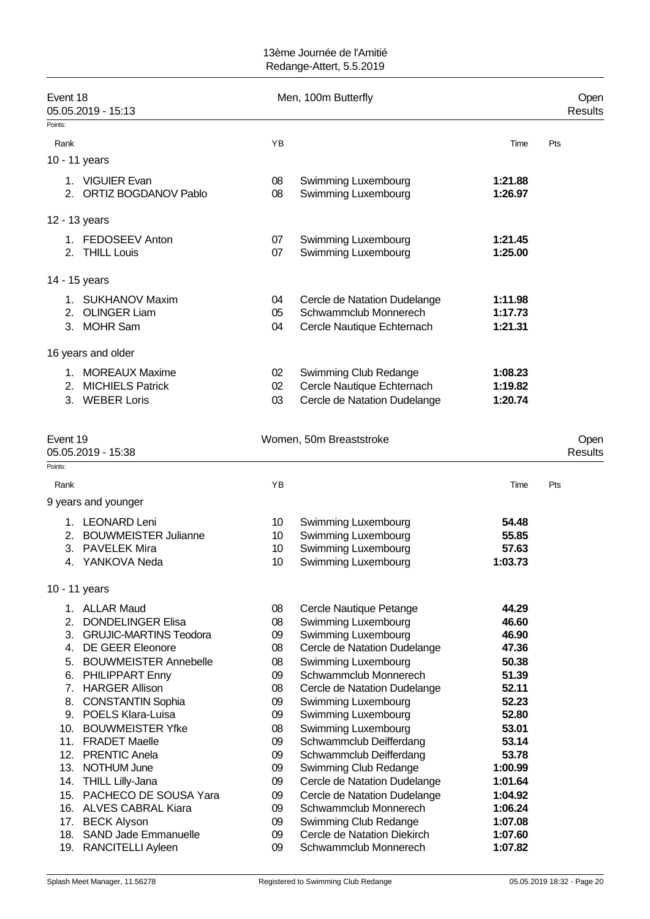13ème Journée de l'Amitié
Redange-Attert, 5.5.2019

## Event 18 — Men, 100m Butterfly — Open Results

05.05.2019 - 15:13

Points:

| Rank | | YB | | Time | Pts |
|---|---|---|---|---|---|
| **10 - 11 years** | | | | | |
| 1. | VIGUIER Evan | 08 | Swimming Luxembourg | **1:21.88** | |
| 2. | ORTIZ BOGDANOV Pablo | 08 | Swimming Luxembourg | **1:26.97** | |
| **12 - 13 years** | | | | | |
| 1. | FEDOSEEV Anton | 07 | Swimming Luxembourg | **1:21.45** | |
| 2. | THILL Louis | 07 | Swimming Luxembourg | **1:25.00** | |
| **14 - 15 years** | | | | | |
| 1. | SUKHANOV Maxim | 04 | Cercle de Natation Dudelange | **1:11.98** | |
| 2. | OLINGER Liam | 05 | Schwammclub Monnerech | **1:17.73** | |
| 3. | MOHR Sam | 04 | Cercle Nautique Echternach | **1:21.31** | |
| **16 years and older** | | | | | |
| 1. | MOREAUX Maxime | 02 | Swimming Club Redange | **1:08.23** | |
| 2. | MICHIELS Patrick | 02 | Cercle Nautique Echternach | **1:19.82** | |
| 3. | WEBER Loris | 03 | Cercle de Natation Dudelange | **1:20.74** | |

## Event 19 — Women, 50m Breaststroke — Open Results

05.05.2019 - 15:38

Points:

| Rank | | YB | | Time | Pts |
|---|---|---|---|---|---|
| **9 years and younger** | | | | | |
| 1. | LEONARD Leni | 10 | Swimming Luxembourg | **54.48** | |
| 2. | BOUWMEISTER Julianne | 10 | Swimming Luxembourg | **55.85** | |
| 3. | PAVELEK Mira | 10 | Swimming Luxembourg | **57.63** | |
| 4. | YANKOVA Neda | 10 | Swimming Luxembourg | **1:03.73** | |
| **10 - 11 years** | | | | | |
| 1. | ALLAR Maud | 08 | Cercle Nautique Petange | **44.29** | |
| 2. | DONDELINGER Elisa | 08 | Swimming Luxembourg | **46.60** | |
| 3. | GRUJIC-MARTINS Teodora | 09 | Swimming Luxembourg | **46.90** | |
| 4. | DE GEER Eleonore | 08 | Cercle de Natation Dudelange | **47.36** | |
| 5. | BOUWMEISTER Annebelle | 08 | Swimming Luxembourg | **50.38** | |
| 6. | PHILIPPART Enny | 09 | Schwammclub Monnerech | **51.39** | |
| 7. | HARGER Allison | 08 | Cercle de Natation Dudelange | **52.11** | |
| 8. | CONSTANTIN Sophia | 09 | Swimming Luxembourg | **52.23** | |
| 9. | POELS Klara-Luisa | 09 | Swimming Luxembourg | **52.80** | |
| 10. | BOUWMEISTER Yfke | 08 | Swimming Luxembourg | **53.01** | |
| 11. | FRADET Maelle | 09 | Schwammclub Deifferdang | **53.14** | |
| 12. | PRENTIC Anela | 09 | Schwammclub Deifferdang | **53.78** | |
| 13. | NOTHUM June | 09 | Swimming Club Redange | **1:00.99** | |
| 14. | THILL Lilly-Jana | 09 | Cercle de Natation Dudelange | **1:01.64** | |
| 15. | PACHECO DE SOUSA Yara | 09 | Cercle de Natation Dudelange | **1:04.92** | |
| 16. | ALVES CABRAL Kiara | 09 | Schwammclub Monnerech | **1:06.24** | |
| 17. | BECK Alyson | 09 | Swimming Club Redange | **1:07.08** | |
| 18. | SAND Jade Emmanuelle | 09 | Cercle de Natation Diekirch | **1:07.60** | |
| 19. | RANCITELLI Ayleen | 09 | Schwammclub Monnerech | **1:07.82** | |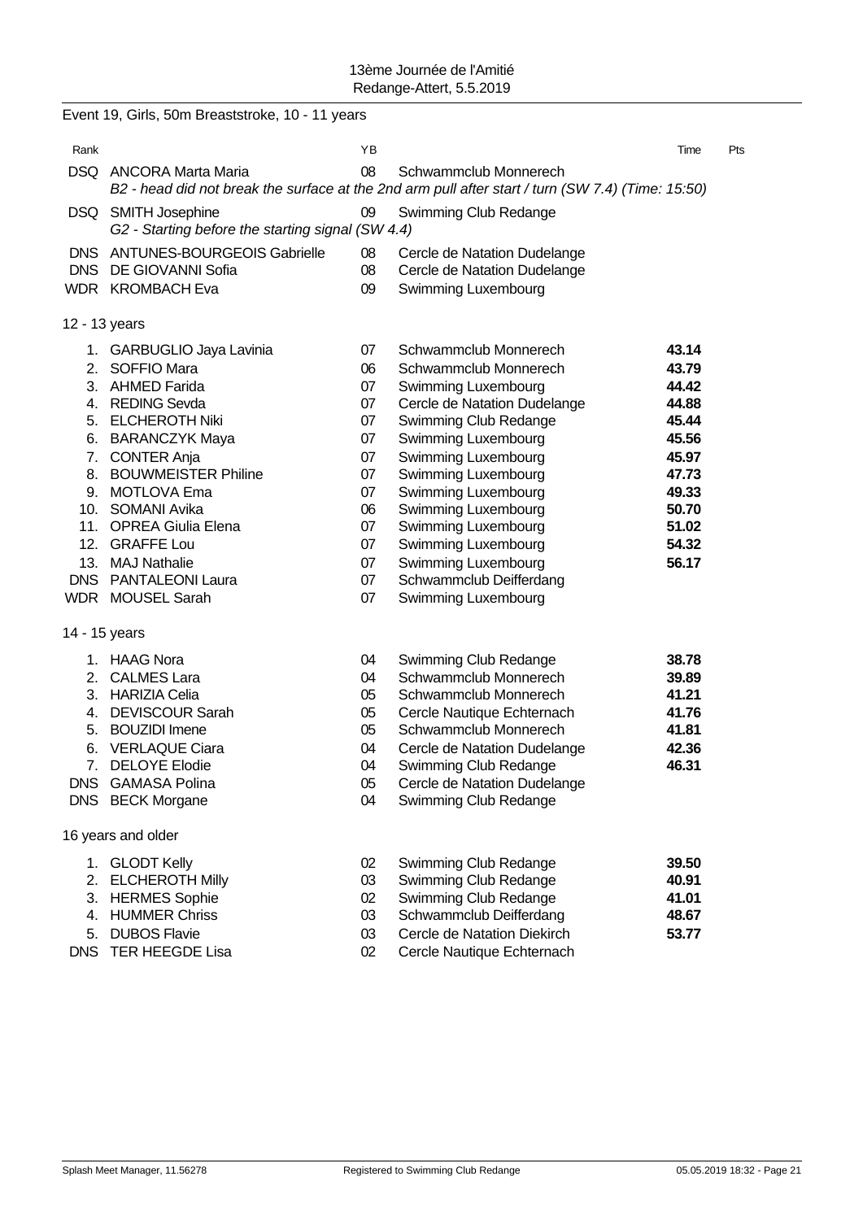13ème Journée de l'Amitié
Redange-Attert, 5.5.2019

## Event 19, Girls, 50m Breaststroke, 10 - 11 years

| Rank | | YB | | Time | Pts |
|---|---|---|---|---|---|
| DSQ | ANCORA Marta Maria | 08 | Schwammclub Monnerech | | |
| | *B2 - head did not break the surface at the 2nd arm pull after start / turn (SW 7.4) (Time: 15:50)* | | | | |
| DSQ | SMITH Josephine | 09 | Swimming Club Redange | | |
| | *G2 - Starting before the starting signal (SW 4.4)* | | | | |
| DNS | ANTUNES-BOURGEOIS Gabrielle | 08 | Cercle de Natation Dudelange | | |
| DNS | DE GIOVANNI Sofia | 08 | Cercle de Natation Dudelange | | |
| WDR | KROMBACH Eva | 09 | Swimming Luxembourg | | |

### 12 - 13 years

| Rank | | YB | | Time | Pts |
|---|---|---|---|---|---|
| 1. | GARBUGLIO Jaya Lavinia | 07 | Schwammclub Monnerech | **43.14** | |
| 2. | SOFFIO Mara | 06 | Schwammclub Monnerech | **43.79** | |
| 3. | AHMED Farida | 07 | Swimming Luxembourg | **44.42** | |
| 4. | REDING Sevda | 07 | Cercle de Natation Dudelange | **44.88** | |
| 5. | ELCHEROTH Niki | 07 | Swimming Club Redange | **45.44** | |
| 6. | BARANCZYK Maya | 07 | Swimming Luxembourg | **45.56** | |
| 7. | CONTER Anja | 07 | Swimming Luxembourg | **45.97** | |
| 8. | BOUWMEISTER Philine | 07 | Swimming Luxembourg | **47.73** | |
| 9. | MOTLOVA Ema | 07 | Swimming Luxembourg | **49.33** | |
| 10. | SOMANI Avika | 06 | Swimming Luxembourg | **50.70** | |
| 11. | OPREA Giulia Elena | 07 | Swimming Luxembourg | **51.02** | |
| 12. | GRAFFE Lou | 07 | Swimming Luxembourg | **54.32** | |
| 13. | MAJ Nathalie | 07 | Swimming Luxembourg | **56.17** | |
| DNS | PANTALEONI Laura | 07 | Schwammclub Deifferdang | | |
| WDR | MOUSEL Sarah | 07 | Swimming Luxembourg | | |

### 14 - 15 years

| Rank | | YB | | Time | Pts |
|---|---|---|---|---|---|
| 1. | HAAG Nora | 04 | Swimming Club Redange | **38.78** | |
| 2. | CALMES Lara | 04 | Schwammclub Monnerech | **39.89** | |
| 3. | HARIZIA Celia | 05 | Schwammclub Monnerech | **41.21** | |
| 4. | DEVISCOUR Sarah | 05 | Cercle Nautique Echternach | **41.76** | |
| 5. | BOUZIDI Imene | 05 | Schwammclub Monnerech | **41.81** | |
| 6. | VERLAQUE Ciara | 04 | Cercle de Natation Dudelange | **42.36** | |
| 7. | DELOYE Elodie | 04 | Swimming Club Redange | **46.31** | |
| DNS | GAMASA Polina | 05 | Cercle de Natation Dudelange | | |
| DNS | BECK Morgane | 04 | Swimming Club Redange | | |

### 16 years and older

| Rank | | YB | | Time | Pts |
|---|---|---|---|---|---|
| 1. | GLODT Kelly | 02 | Swimming Club Redange | **39.50** | |
| 2. | ELCHEROTH Milly | 03 | Swimming Club Redange | **40.91** | |
| 3. | HERMES Sophie | 02 | Swimming Club Redange | **41.01** | |
| 4. | HUMMER Chriss | 03 | Schwammclub Deifferdang | **48.67** | |
| 5. | DUBOS Flavie | 03 | Cercle de Natation Diekirch | **53.77** | |
| DNS | TER HEEGDE Lisa | 02 | Cercle Nautique Echternach | | |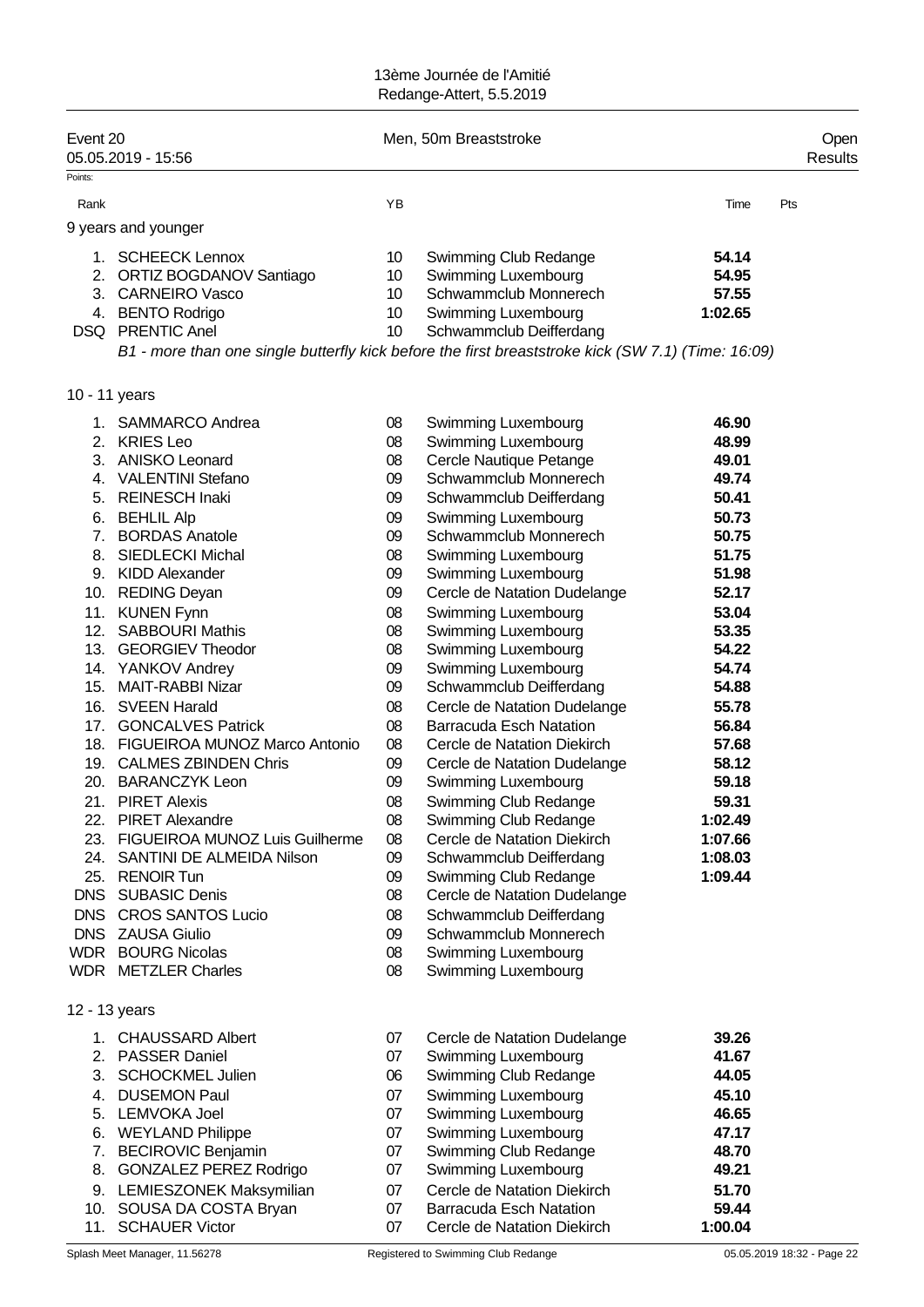13ème Journée de l'Amitié
Redange-Attert, 5.5.2019

Event 20 — 05.05.2019 - 15:56 — Men, 50m Breaststroke — Open Results

Points:

| Rank | | YB | | Time | Pts |
|---|---|---|---|---|---|
| **9 years and younger** | | | | | |
| 1. | SCHEECK Lennox | 10 | Swimming Club Redange | **54.14** | |
| 2. | ORTIZ BOGDANOV Santiago | 10 | Swimming Luxembourg | **54.95** | |
| 3. | CARNEIRO Vasco | 10 | Schwammclub Monnerech | **57.55** | |
| 4. | BENTO Rodrigo | 10 | Swimming Luxembourg | **1:02.65** | |
| DSQ | PRENTIC Anel | 10 | Schwammclub Deifferdang | | |
| | *B1 - more than one single butterfly kick before the first breaststroke kick (SW 7.1) (Time: 16:09)* | | | | |
| **10 - 11 years** | | | | | |
| 1. | SAMMARCO Andrea | 08 | Swimming Luxembourg | **46.90** | |
| 2. | KRIES Leo | 08 | Swimming Luxembourg | **48.99** | |
| 3. | ANISKO Leonard | 08 | Cercle Nautique Petange | **49.01** | |
| 4. | VALENTINI Stefano | 09 | Schwammclub Monnerech | **49.74** | |
| 5. | REINESCH Inaki | 09 | Schwammclub Deifferdang | **50.41** | |
| 6. | BEHLIL Alp | 09 | Swimming Luxembourg | **50.73** | |
| 7. | BORDAS Anatole | 09 | Schwammclub Monnerech | **50.75** | |
| 8. | SIEDLECKI Michal | 08 | Swimming Luxembourg | **51.75** | |
| 9. | KIDD Alexander | 09 | Swimming Luxembourg | **51.98** | |
| 10. | REDING Deyan | 09 | Cercle de Natation Dudelange | **52.17** | |
| 11. | KUNEN Fynn | 08 | Swimming Luxembourg | **53.04** | |
| 12. | SABBOURI Mathis | 08 | Swimming Luxembourg | **53.35** | |
| 13. | GEORGIEV Theodor | 08 | Swimming Luxembourg | **54.22** | |
| 14. | YANKOV Andrey | 09 | Swimming Luxembourg | **54.74** | |
| 15. | MAIT-RABBI Nizar | 09 | Schwammclub Deifferdang | **54.88** | |
| 16. | SVEEN Harald | 08 | Cercle de Natation Dudelange | **55.78** | |
| 17. | GONCALVES Patrick | 08 | Barracuda Esch Natation | **56.84** | |
| 18. | FIGUEIROA MUNOZ Marco Antonio | 08 | Cercle de Natation Diekirch | **57.68** | |
| 19. | CALMES ZBINDEN Chris | 09 | Cercle de Natation Dudelange | **58.12** | |
| 20. | BARANCZYK Leon | 09 | Swimming Luxembourg | **59.18** | |
| 21. | PIRET Alexis | 08 | Swimming Club Redange | **59.31** | |
| 22. | PIRET Alexandre | 08 | Swimming Club Redange | **1:02.49** | |
| 23. | FIGUEIROA MUNOZ Luis Guilherme | 08 | Cercle de Natation Diekirch | **1:07.66** | |
| 24. | SANTINI DE ALMEIDA Nilson | 09 | Schwammclub Deifferdang | **1:08.03** | |
| 25. | RENOIR Tun | 09 | Swimming Club Redange | **1:09.44** | |
| DNS | SUBASIC Denis | 08 | Cercle de Natation Dudelange | | |
| DNS | CROS SANTOS Lucio | 08 | Schwammclub Deifferdang | | |
| DNS | ZAUSA Giulio | 09 | Schwammclub Monnerech | | |
| WDR | BOURG Nicolas | 08 | Swimming Luxembourg | | |
| WDR | METZLER Charles | 08 | Swimming Luxembourg | | |
| **12 - 13 years** | | | | | |
| 1. | CHAUSSARD Albert | 07 | Cercle de Natation Dudelange | **39.26** | |
| 2. | PASSER Daniel | 07 | Swimming Luxembourg | **41.67** | |
| 3. | SCHOCKMEL Julien | 06 | Swimming Club Redange | **44.05** | |
| 4. | DUSEMON Paul | 07 | Swimming Luxembourg | **45.10** | |
| 5. | LEMVOKA Joel | 07 | Swimming Luxembourg | **46.65** | |
| 6. | WEYLAND Philippe | 07 | Swimming Luxembourg | **47.17** | |
| 7. | BECIROVIC Benjamin | 07 | Swimming Club Redange | **48.70** | |
| 8. | GONZALEZ PEREZ Rodrigo | 07 | Swimming Luxembourg | **49.21** | |
| 9. | LEMIESZONEK Maksymilian | 07 | Cercle de Natation Diekirch | **51.70** | |
| 10. | SOUSA DA COSTA Bryan | 07 | Barracuda Esch Natation | **59.44** | |
| 11. | SCHAUER Victor | 07 | Cercle de Natation Diekirch | **1:00.04** | |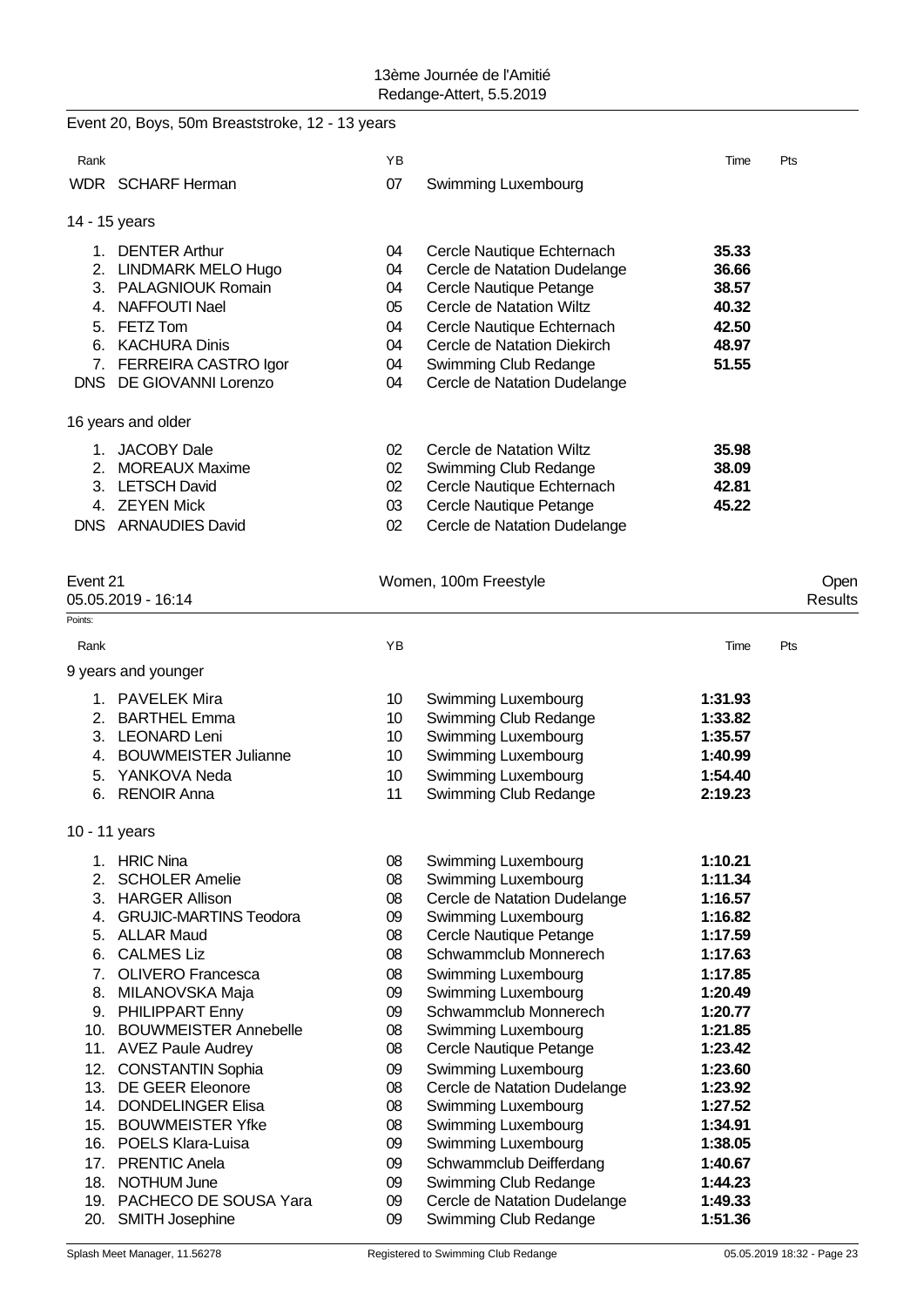Event 20, Boys, 50m Breaststroke, 12 - 13 years

| Rank | | YB | | Time | Pts |
|---|---|---|---|---|---|
| WDR | SCHARF Herman | 07 | Swimming Luxembourg | | |

14 - 15 years

| Rank | | YB | | Time | Pts |
|---|---|---|---|---|---|
| 1. | DENTER Arthur | 04 | Cercle Nautique Echternach | **35.33** | |
| 2. | LINDMARK MELO Hugo | 04 | Cercle de Natation Dudelange | **36.66** | |
| 3. | PALAGNIOUK Romain | 04 | Cercle Nautique Petange | **38.57** | |
| 4. | NAFFOUTI Nael | 05 | Cercle de Natation Wiltz | **40.32** | |
| 5. | FETZ Tom | 04 | Cercle Nautique Echternach | **42.50** | |
| 6. | KACHURA Dinis | 04 | Cercle de Natation Diekirch | **48.97** | |
| 7. | FERREIRA CASTRO Igor | 04 | Swimming Club Redange | **51.55** | |
| DNS | DE GIOVANNI Lorenzo | 04 | Cercle de Natation Dudelange | | |

16 years and older

| Rank | | YB | | Time | Pts |
|---|---|---|---|---|---|
| 1. | JACOBY Dale | 02 | Cercle de Natation Wiltz | **35.98** | |
| 2. | MOREAUX Maxime | 02 | Swimming Club Redange | **38.09** | |
| 3. | LETSCH David | 02 | Cercle Nautique Echternach | **42.81** | |
| 4. | ZEYEN Mick | 03 | Cercle Nautique Petange | **45.22** | |
| DNS | ARNAUDIES David | 02 | Cercle de Natation Dudelange | | |

Event 21 — Women, 100m Freestyle — Open

05.05.2019 - 16:14 — Results

Points:

9 years and younger

| Rank | | YB | | Time | Pts |
|---|---|---|---|---|---|
| 1. | PAVELEK Mira | 10 | Swimming Luxembourg | **1:31.93** | |
| 2. | BARTHEL Emma | 10 | Swimming Club Redange | **1:33.82** | |
| 3. | LEONARD Leni | 10 | Swimming Luxembourg | **1:35.57** | |
| 4. | BOUWMEISTER Julianne | 10 | Swimming Luxembourg | **1:40.99** | |
| 5. | YANKOVA Neda | 10 | Swimming Luxembourg | **1:54.40** | |
| 6. | RENOIR Anna | 11 | Swimming Club Redange | **2:19.23** | |

10 - 11 years

| Rank | | YB | | Time | Pts |
|---|---|---|---|---|---|
| 1. | HRIC Nina | 08 | Swimming Luxembourg | **1:10.21** | |
| 2. | SCHOLER Amelie | 08 | Swimming Luxembourg | **1:11.34** | |
| 3. | HARGER Allison | 08 | Cercle de Natation Dudelange | **1:16.57** | |
| 4. | GRUJIC-MARTINS Teodora | 09 | Swimming Luxembourg | **1:16.82** | |
| 5. | ALLAR Maud | 08 | Cercle Nautique Petange | **1:17.59** | |
| 6. | CALMES Liz | 08 | Schwammclub Monnerech | **1:17.63** | |
| 7. | OLIVERO Francesca | 08 | Swimming Luxembourg | **1:17.85** | |
| 8. | MILANOVSKA Maja | 09 | Swimming Luxembourg | **1:20.49** | |
| 9. | PHILIPPART Enny | 09 | Schwammclub Monnerech | **1:20.77** | |
| 10. | BOUWMEISTER Annebelle | 08 | Swimming Luxembourg | **1:21.85** | |
| 11. | AVEZ Paule Audrey | 08 | Cercle Nautique Petange | **1:23.42** | |
| 12. | CONSTANTIN Sophia | 09 | Swimming Luxembourg | **1:23.60** | |
| 13. | DE GEER Eleonore | 08 | Cercle de Natation Dudelange | **1:23.92** | |
| 14. | DONDELINGER Elisa | 08 | Swimming Luxembourg | **1:27.52** | |
| 15. | BOUWMEISTER Yfke | 08 | Swimming Luxembourg | **1:34.91** | |
| 16. | POELS Klara-Luisa | 09 | Swimming Luxembourg | **1:38.05** | |
| 17. | PRENTIC Anela | 09 | Schwammclub Deifferdang | **1:40.67** | |
| 18. | NOTHUM June | 09 | Swimming Club Redange | **1:44.23** | |
| 19. | PACHECO DE SOUSA Yara | 09 | Cercle de Natation Dudelange | **1:49.33** | |
| 20. | SMITH Josephine | 09 | Swimming Club Redange | **1:51.36** | |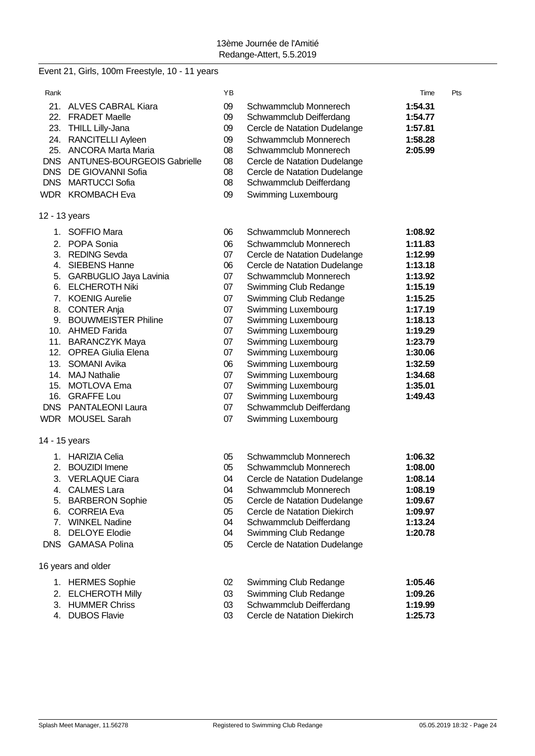13ème Journée de l'Amitié
Redange-Attert, 5.5.2019

Event 21, Girls, 100m Freestyle, 10 - 11 years

| Rank | | YB | | Time | Pts |
|---|---|---|---|---|---|
| 21. | ALVES CABRAL Kiara | 09 | Schwammclub Monnerech | **1:54.31** | |
| 22. | FRADET Maelle | 09 | Schwammclub Deifferdang | **1:54.77** | |
| 23. | THILL Lilly-Jana | 09 | Cercle de Natation Dudelange | **1:57.81** | |
| 24. | RANCITELLI Ayleen | 09 | Schwammclub Monnerech | **1:58.28** | |
| 25. | ANCORA Marta Maria | 08 | Schwammclub Monnerech | **2:05.99** | |
| DNS | ANTUNES-BOURGEOIS Gabrielle | 08 | Cercle de Natation Dudelange | | |
| DNS | DE GIOVANNI Sofia | 08 | Cercle de Natation Dudelange | | |
| DNS | MARTUCCI Sofia | 08 | Schwammclub Deifferdang | | |
| WDR | KROMBACH Eva | 09 | Swimming Luxembourg | | |

12 - 13 years

| Rank | | YB | | Time | Pts |
|---|---|---|---|---|---|
| 1. | SOFFIO Mara | 06 | Schwammclub Monnerech | **1:08.92** | |
| 2. | POPA Sonia | 06 | Schwammclub Monnerech | **1:11.83** | |
| 3. | REDING Sevda | 07 | Cercle de Natation Dudelange | **1:12.99** | |
| 4. | SIEBENS Hanne | 06 | Cercle de Natation Dudelange | **1:13.18** | |
| 5. | GARBUGLIO Jaya Lavinia | 07 | Schwammclub Monnerech | **1:13.92** | |
| 6. | ELCHEROTH Niki | 07 | Swimming Club Redange | **1:15.19** | |
| 7. | KOENIG Aurelie | 07 | Swimming Club Redange | **1:15.25** | |
| 8. | CONTER Anja | 07 | Swimming Luxembourg | **1:17.19** | |
| 9. | BOUWMEISTER Philine | 07 | Swimming Luxembourg | **1:18.13** | |
| 10. | AHMED Farida | 07 | Swimming Luxembourg | **1:19.29** | |
| 11. | BARANCZYK Maya | 07 | Swimming Luxembourg | **1:23.79** | |
| 12. | OPREA Giulia Elena | 07 | Swimming Luxembourg | **1:30.06** | |
| 13. | SOMANI Avika | 06 | Swimming Luxembourg | **1:32.59** | |
| 14. | MAJ Nathalie | 07 | Swimming Luxembourg | **1:34.68** | |
| 15. | MOTLOVA Ema | 07 | Swimming Luxembourg | **1:35.01** | |
| 16. | GRAFFE Lou | 07 | Swimming Luxembourg | **1:49.43** | |
| DNS | PANTALEONI Laura | 07 | Schwammclub Deifferdang | | |
| WDR | MOUSEL Sarah | 07 | Swimming Luxembourg | | |

14 - 15 years

| Rank | | YB | | Time | Pts |
|---|---|---|---|---|---|
| 1. | HARIZIA Celia | 05 | Schwammclub Monnerech | **1:06.32** | |
| 2. | BOUZIDI Imene | 05 | Schwammclub Monnerech | **1:08.00** | |
| 3. | VERLAQUE Ciara | 04 | Cercle de Natation Dudelange | **1:08.14** | |
| 4. | CALMES Lara | 04 | Schwammclub Monnerech | **1:08.19** | |
| 5. | BARBERON Sophie | 05 | Cercle de Natation Dudelange | **1:09.67** | |
| 6. | CORREIA Eva | 05 | Cercle de Natation Diekirch | **1:09.97** | |
| 7. | WINKEL Nadine | 04 | Schwammclub Deifferdang | **1:13.24** | |
| 8. | DELOYE Elodie | 04 | Swimming Club Redange | **1:20.78** | |
| DNS | GAMASA Polina | 05 | Cercle de Natation Dudelange | | |

16 years and older

| Rank | | YB | | Time | Pts |
|---|---|---|---|---|---|
| 1. | HERMES Sophie | 02 | Swimming Club Redange | **1:05.46** | |
| 2. | ELCHEROTH Milly | 03 | Swimming Club Redange | **1:09.26** | |
| 3. | HUMMER Chriss | 03 | Schwammclub Deifferdang | **1:19.99** | |
| 4. | DUBOS Flavie | 03 | Cercle de Natation Diekirch | **1:25.73** | |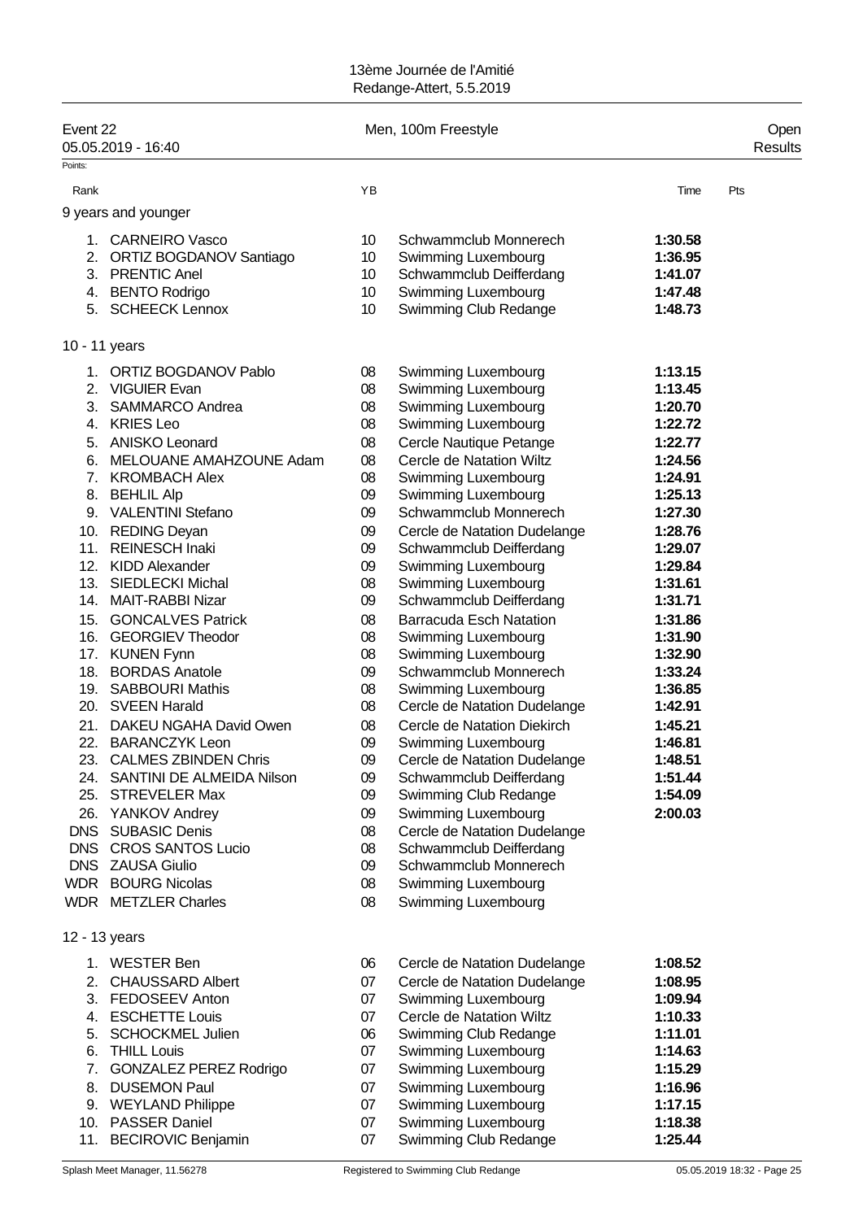13ème Journée de l'Amitié
Redange-Attert, 5.5.2019

Event 22 — Men, 100m Freestyle — Open
05.05.2019 - 16:40 — Results

Points:

### 9 years and younger

| Rank | Name | YB | Club | Time | Pts |
|---|---|---|---|---|---|
| 1. | CARNEIRO Vasco | 10 | Schwammclub Monnerech | **1:30.58** | |
| 2. | ORTIZ BOGDANOV Santiago | 10 | Swimming Luxembourg | **1:36.95** | |
| 3. | PRENTIC Anel | 10 | Schwammclub Deifferdang | **1:41.07** | |
| 4. | BENTO Rodrigo | 10 | Swimming Luxembourg | **1:47.48** | |
| 5. | SCHEECK Lennox | 10 | Swimming Club Redange | **1:48.73** | |

### 10 - 11 years

| Rank | Name | YB | Club | Time | Pts |
|---|---|---|---|---|---|
| 1. | ORTIZ BOGDANOV Pablo | 08 | Swimming Luxembourg | **1:13.15** | |
| 2. | VIGUIER Evan | 08 | Swimming Luxembourg | **1:13.45** | |
| 3. | SAMMARCO Andrea | 08 | Swimming Luxembourg | **1:20.70** | |
| 4. | KRIES Leo | 08 | Swimming Luxembourg | **1:22.72** | |
| 5. | ANISKO Leonard | 08 | Cercle Nautique Petange | **1:22.77** | |
| 6. | MELOUANE AMAHZOUNE Adam | 08 | Cercle de Natation Wiltz | **1:24.56** | |
| 7. | KROMBACH Alex | 08 | Swimming Luxembourg | **1:24.91** | |
| 8. | BEHLIL Alp | 09 | Swimming Luxembourg | **1:25.13** | |
| 9. | VALENTINI Stefano | 09 | Schwammclub Monnerech | **1:27.30** | |
| 10. | REDING Deyan | 09 | Cercle de Natation Dudelange | **1:28.76** | |
| 11. | REINESCH Inaki | 09 | Schwammclub Deifferdang | **1:29.07** | |
| 12. | KIDD Alexander | 09 | Swimming Luxembourg | **1:29.84** | |
| 13. | SIEDLECKI Michal | 08 | Swimming Luxembourg | **1:31.61** | |
| 14. | MAIT-RABBI Nizar | 09 | Schwammclub Deifferdang | **1:31.71** | |
| 15. | GONCALVES Patrick | 08 | Barracuda Esch Natation | **1:31.86** | |
| 16. | GEORGIEV Theodor | 08 | Swimming Luxembourg | **1:31.90** | |
| 17. | KUNEN Fynn | 08 | Swimming Luxembourg | **1:32.90** | |
| 18. | BORDAS Anatole | 09 | Schwammclub Monnerech | **1:33.24** | |
| 19. | SABBOURI Mathis | 08 | Swimming Luxembourg | **1:36.85** | |
| 20. | SVEEN Harald | 08 | Cercle de Natation Dudelange | **1:42.91** | |
| 21. | DAKEU NGAHA David Owen | 08 | Cercle de Natation Diekirch | **1:45.21** | |
| 22. | BARANCZYK Leon | 09 | Swimming Luxembourg | **1:46.81** | |
| 23. | CALMES ZBINDEN Chris | 09 | Cercle de Natation Dudelange | **1:48.51** | |
| 24. | SANTINI DE ALMEIDA Nilson | 09 | Schwammclub Deifferdang | **1:51.44** | |
| 25. | STREVELER Max | 09 | Swimming Club Redange | **1:54.09** | |
| 26. | YANKOV Andrey | 09 | Swimming Luxembourg | **2:00.03** | |
| DNS | SUBASIC Denis | 08 | Cercle de Natation Dudelange | | |
| DNS | CROS SANTOS Lucio | 08 | Schwammclub Deifferdang | | |
| DNS | ZAUSA Giulio | 09 | Schwammclub Monnerech | | |
| WDR | BOURG Nicolas | 08 | Swimming Luxembourg | | |
| WDR | METZLER Charles | 08 | Swimming Luxembourg | | |

### 12 - 13 years

| Rank | Name | YB | Club | Time | Pts |
|---|---|---|---|---|---|
| 1. | WESTER Ben | 06 | Cercle de Natation Dudelange | **1:08.52** | |
| 2. | CHAUSSARD Albert | 07 | Cercle de Natation Dudelange | **1:08.95** | |
| 3. | FEDOSEEV Anton | 07 | Swimming Luxembourg | **1:09.94** | |
| 4. | ESCHETTE Louis | 07 | Cercle de Natation Wiltz | **1:10.33** | |
| 5. | SCHOCKMEL Julien | 06 | Swimming Club Redange | **1:11.01** | |
| 6. | THILL Louis | 07 | Swimming Luxembourg | **1:14.63** | |
| 7. | GONZALEZ PEREZ Rodrigo | 07 | Swimming Luxembourg | **1:15.29** | |
| 8. | DUSEMON Paul | 07 | Swimming Luxembourg | **1:16.96** | |
| 9. | WEYLAND Philippe | 07 | Swimming Luxembourg | **1:17.15** | |
| 10. | PASSER Daniel | 07 | Swimming Luxembourg | **1:18.38** | |
| 11. | BECIROVIC Benjamin | 07 | Swimming Club Redange | **1:25.44** | |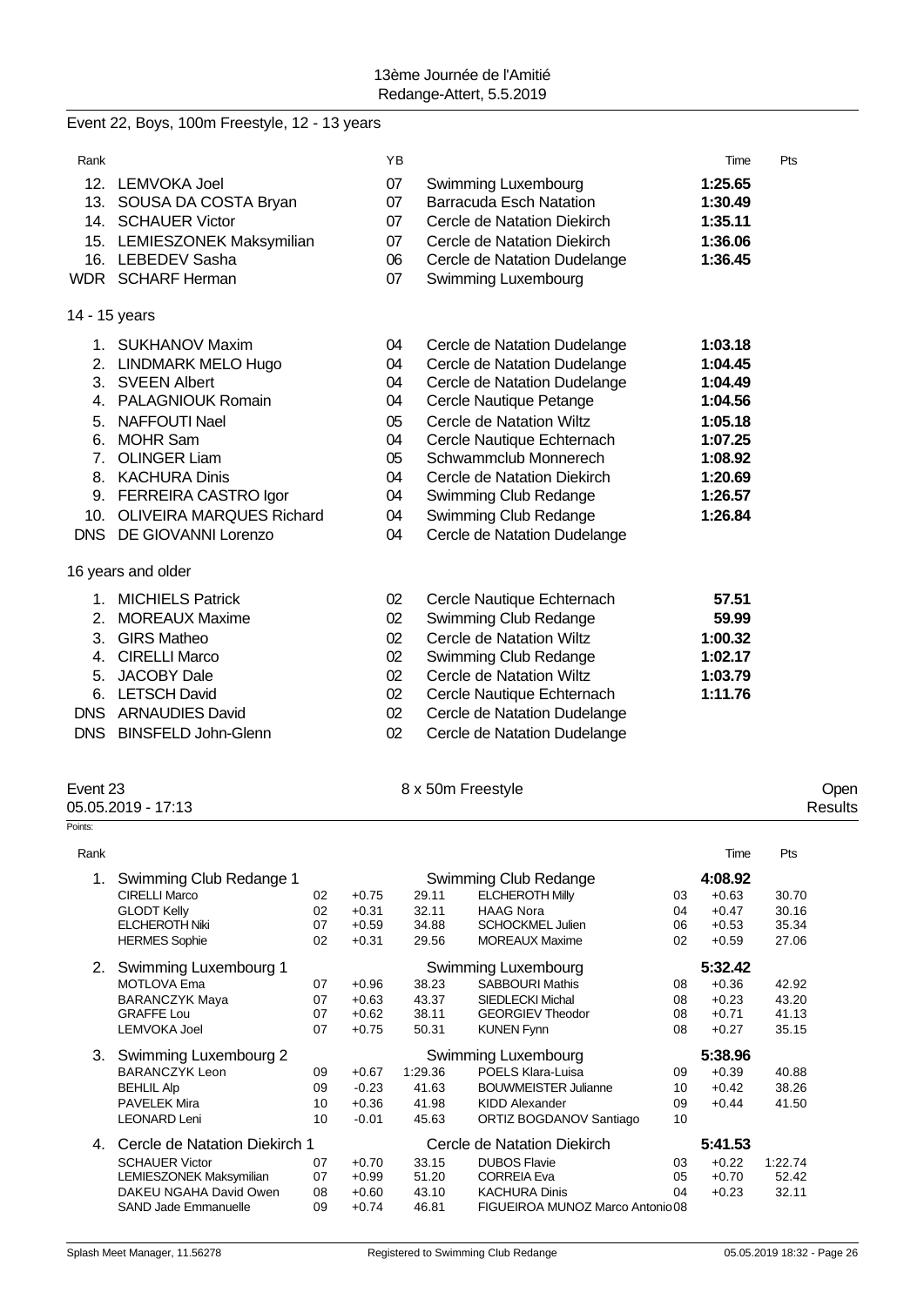## Event 22, Boys, 100m Freestyle, 12 - 13 years

| Rank | Name | YB | Club | Time | Pts |
|---|---|---|---|---|---|
| 12. | LEMVOKA Joel | 07 | Swimming Luxembourg | 1:25.65 | |
| 13. | SOUSA DA COSTA Bryan | 07 | Barracuda Esch Natation | 1:30.49 | |
| 14. | SCHAUER Victor | 07 | Cercle de Natation Diekirch | 1:35.11 | |
| 15. | LEMIESZONEK Maksymilian | 07 | Cercle de Natation Diekirch | 1:36.06 | |
| 16. | LEBEDEV Sasha | 06 | Cercle de Natation Dudelange | 1:36.45 | |
| WDR | SCHARF Herman | 07 | Swimming Luxembourg | | |

### 14 - 15 years

| Rank | Name | YB | Club | Time | Pts |
|---|---|---|---|---|---|
| 1. | SUKHANOV Maxim | 04 | Cercle de Natation Dudelange | 1:03.18 | |
| 2. | LINDMARK MELO Hugo | 04 | Cercle de Natation Dudelange | 1:04.45 | |
| 3. | SVEEN Albert | 04 | Cercle de Natation Dudelange | 1:04.49 | |
| 4. | PALAGNIOUK Romain | 04 | Cercle Nautique Petange | 1:04.56 | |
| 5. | NAFFOUTI Nael | 05 | Cercle de Natation Wiltz | 1:05.18 | |
| 6. | MOHR Sam | 04 | Cercle Nautique Echternach | 1:07.25 | |
| 7. | OLINGER Liam | 05 | Schwammclub Monnerech | 1:08.92 | |
| 8. | KACHURA Dinis | 04 | Cercle de Natation Diekirch | 1:20.69 | |
| 9. | FERREIRA CASTRO Igor | 04 | Swimming Club Redange | 1:26.57 | |
| 10. | OLIVEIRA MARQUES Richard | 04 | Swimming Club Redange | 1:26.84 | |
| DNS | DE GIOVANNI Lorenzo | 04 | Cercle de Natation Dudelange | | |

### 16 years and older

| Rank | Name | YB | Club | Time | Pts |
|---|---|---|---|---|---|
| 1. | MICHIELS Patrick | 02 | Cercle Nautique Echternach | 57.51 | |
| 2. | MOREAUX Maxime | 02 | Swimming Club Redange | 59.99 | |
| 3. | GIRS Matheo | 02 | Cercle de Natation Wiltz | 1:00.32 | |
| 4. | CIRELLI Marco | 02 | Swimming Club Redange | 1:02.17 | |
| 5. | JACOBY Dale | 02 | Cercle de Natation Wiltz | 1:03.79 | |
| 6. | LETSCH David | 02 | Cercle Nautique Echternach | 1:11.76 | |
| DNS | ARNAUDIES David | 02 | Cercle de Natation Dudelange | | |
| DNS | BINSFELD John-Glenn | 02 | Cercle de Natation Dudelange | | |

## Event 23 — 8 x 50m Freestyle — Open

05.05.2019 - 17:13 — Results

Points:

| Rank | Team / Swimmer | YB | Reaction | Split | Swimmer | YB | Reaction | Split |
|---|---|---|---|---|---|---|---|---|
| 1. | **Swimming Club Redange 1** | | | | **Swimming Club Redange** | | **4:08.92** | |
| | CIRELLI Marco | 02 | +0.75 | 29.11 | ELCHEROTH Milly | 03 | +0.63 | 30.70 |
| | GLODT Kelly | 02 | +0.31 | 32.11 | HAAG Nora | 04 | +0.47 | 30.16 |
| | ELCHEROTH Niki | 07 | +0.59 | 34.88 | SCHOCKMEL Julien | 06 | +0.53 | 35.34 |
| | HERMES Sophie | 02 | +0.31 | 29.56 | MOREAUX Maxime | 02 | +0.59 | 27.06 |
| 2. | **Swimming Luxembourg 1** | | | | **Swimming Luxembourg** | | **5:32.42** | |
| | MOTLOVA Ema | 07 | +0.96 | 38.23 | SABBOURI Mathis | 08 | +0.36 | 42.92 |
| | BARANCZYK Maya | 07 | +0.63 | 43.37 | SIEDLECKI Michal | 08 | +0.23 | 43.20 |
| | GRAFFE Lou | 07 | +0.62 | 38.11 | GEORGIEV Theodor | 08 | +0.71 | 41.13 |
| | LEMVOKA Joel | 07 | +0.75 | 50.31 | KUNEN Fynn | 08 | +0.27 | 35.15 |
| 3. | **Swimming Luxembourg 2** | | | | **Swimming Luxembourg** | | **5:38.96** | |
| | BARANCZYK Leon | 09 | +0.67 | 1:29.36 | POELS Klara-Luisa | 09 | +0.39 | 40.88 |
| | BEHLIL Alp | 09 | -0.23 | 41.63 | BOUWMEISTER Julianne | 10 | +0.42 | 38.26 |
| | PAVELEK Mira | 10 | +0.36 | 41.98 | KIDD Alexander | 09 | +0.44 | 41.50 |
| | LEONARD Leni | 10 | -0.01 | 45.63 | ORTIZ BOGDANOV Santiago | 10 | | |
| 4. | **Cercle de Natation Diekirch 1** | | | | **Cercle de Natation Diekirch** | | **5:41.53** | |
| | SCHAUER Victor | 07 | +0.70 | 33.15 | DUBOS Flavie | 03 | +0.22 | 1:22.74 |
| | LEMIESZONEK Maksymilian | 07 | +0.99 | 51.20 | CORREIA Eva | 05 | +0.70 | 52.42 |
| | DAKEU NGAHA David Owen | 08 | +0.60 | 43.10 | KACHURA Dinis | 04 | +0.23 | 32.11 |
| | SAND Jade Emmanuelle | 09 | +0.74 | 46.81 | FIGUEIROA MUNOZ Marco Antonio | 08 | | |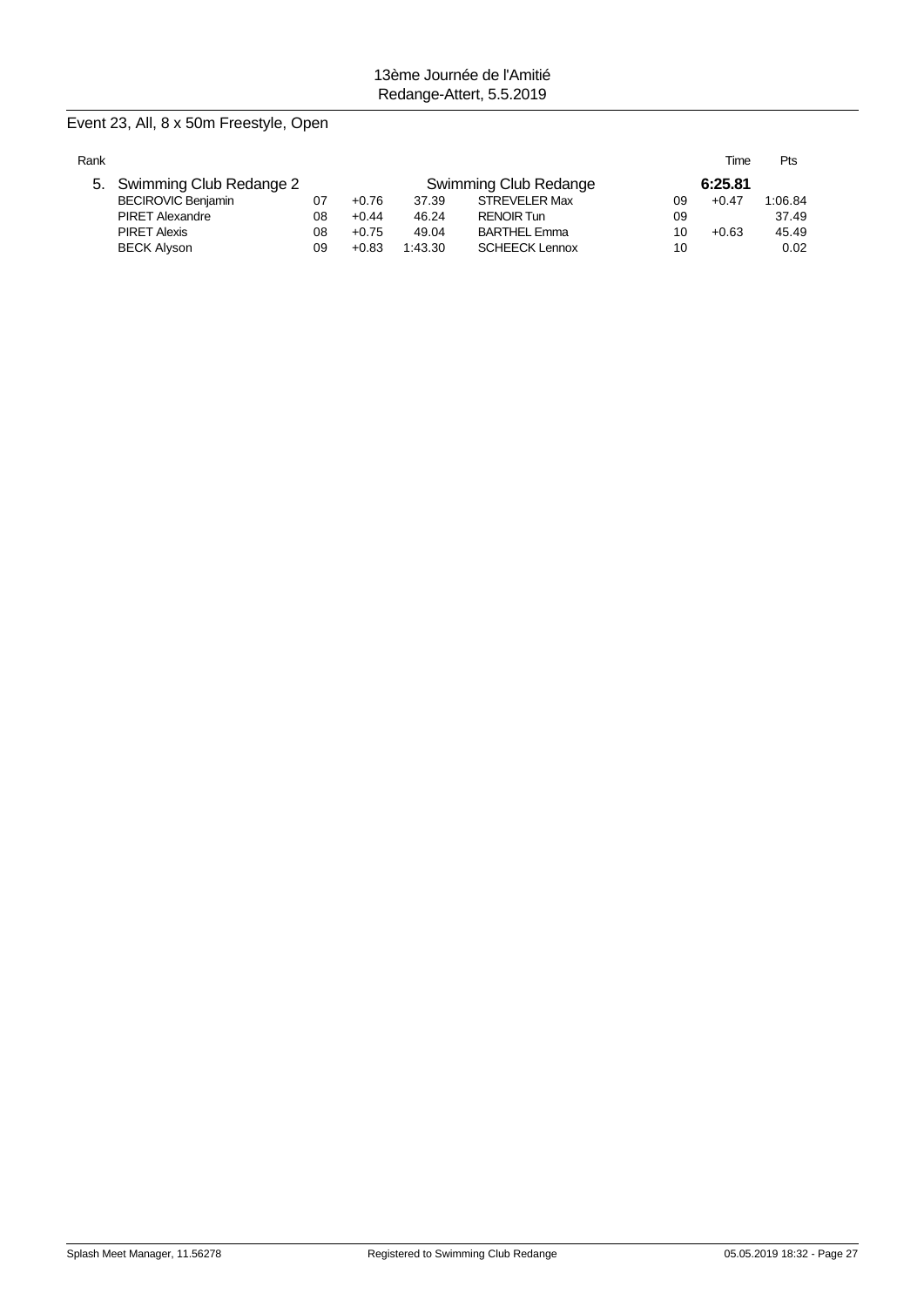13ème Journée de l'Amitié
Redange-Attert, 5.5.2019

## Event 23, All, 8 x 50m Freestyle, Open

| Rank | | | | | | | | Time | Pts |
|---|---|---|---|---|---|---|---|---|---|
| 5. | Swimming Club Redange 2 | | | | Swimming Club Redange | | | 6:25.81 | |
| | BECIROVIC Benjamin | 07 | +0.76 | 37.39 | STREVELER Max | 09 | +0.47 | 1:06.84 | |
| | PIRET Alexandre | 08 | +0.44 | 46.24 | RENOIR Tun | 09 | | 37.49 | |
| | PIRET Alexis | 08 | +0.75 | 49.04 | BARTHEL Emma | 10 | +0.63 | 45.49 | |
| | BECK Alyson | 09 | +0.83 | 1:43.30 | SCHEECK Lennox | 10 | | 0.02 | |